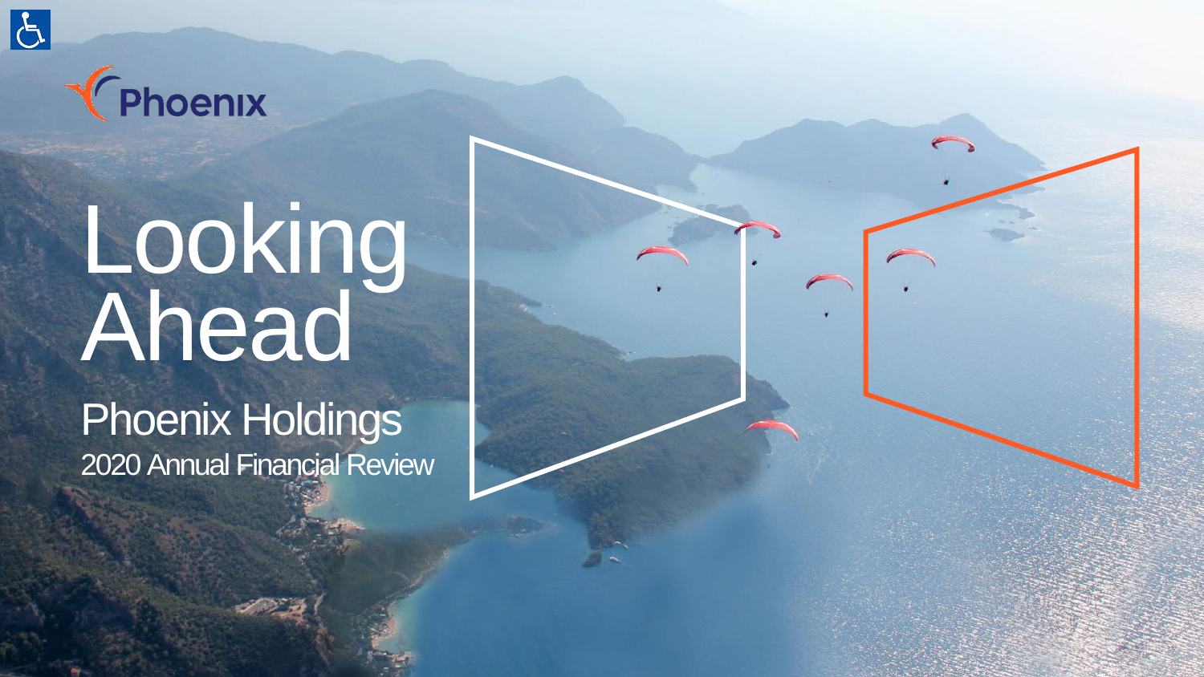Phoenix

# Looking Ahead

## Phoenix Holdings

2020 Annual Financial Review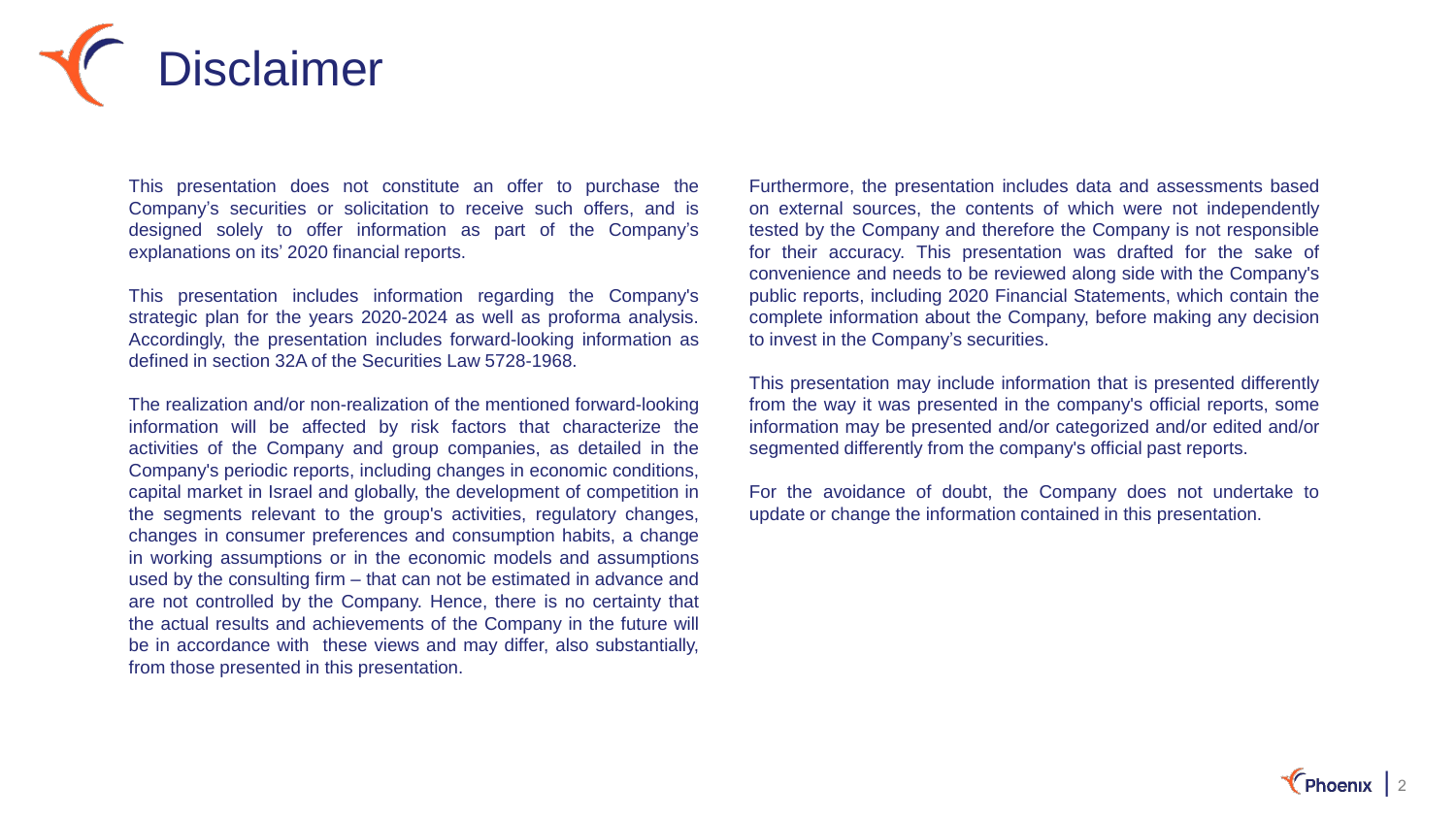# Disclaimer

This presentation does not constitute an offer to purchase the Company's securities or solicitation to receive such offers, and is designed solely to offer information as part of the Company's explanations on its' 2020 financial reports.

This presentation includes information regarding the Company's strategic plan for the years 2020-2024 as well as proforma analysis. Accordingly, the presentation includes forward-looking information as defined in section 32A of the Securities Law 5728-1968.

The realization and/or non-realization of the mentioned forward-looking information will be affected by risk factors that characterize the activities of the Company and group companies, as detailed in the Company's periodic reports, including changes in economic conditions, capital market in Israel and globally, the development of competition in the segments relevant to the group's activities, regulatory changes, changes in consumer preferences and consumption habits, a change in working assumptions or in the economic models and assumptions used by the consulting firm – that can not be estimated in advance and are not controlled by the Company. Hence, there is no certainty that the actual results and achievements of the Company in the future will be in accordance with these views and may differ, also substantially, from those presented in this presentation.

Furthermore, the presentation includes data and assessments based on external sources, the contents of which were not independently tested by the Company and therefore the Company is not responsible for their accuracy. This presentation was drafted for the sake of convenience and needs to be reviewed along side with the Company's public reports, including 2020 Financial Statements, which contain the complete information about the Company, before making any decision to invest in the Company's securities.

This presentation may include information that is presented differently from the way it was presented in the company's official reports, some information may be presented and/or categorized and/or edited and/or segmented differently from the company's official past reports.

For the avoidance of doubt, the Company does not undertake to update or change the information contained in this presentation.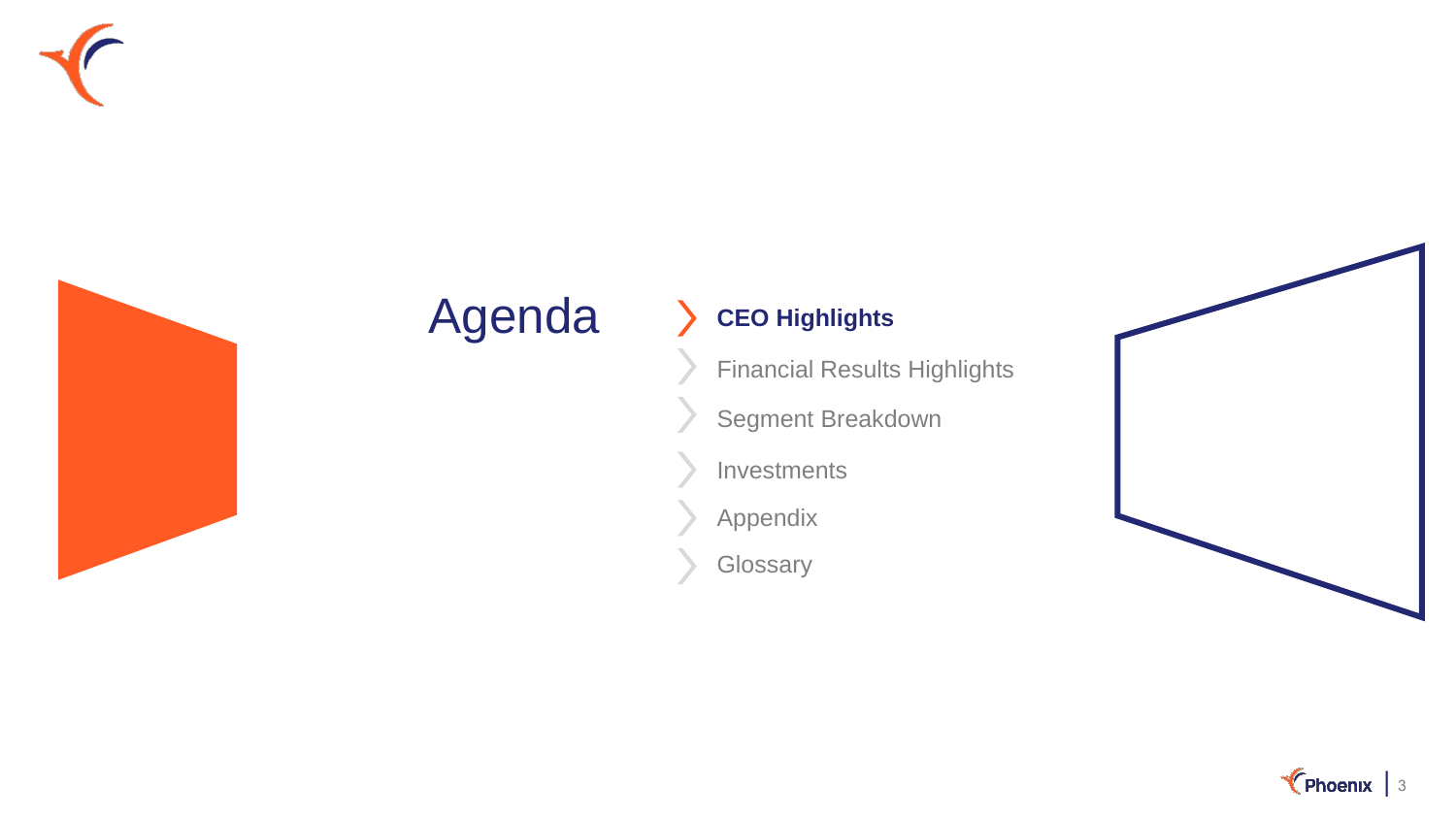# Agenda

- **CEO Highlights**
- Financial Results Highlights
- Segment Breakdown
- Investments
- Appendix
- Glossary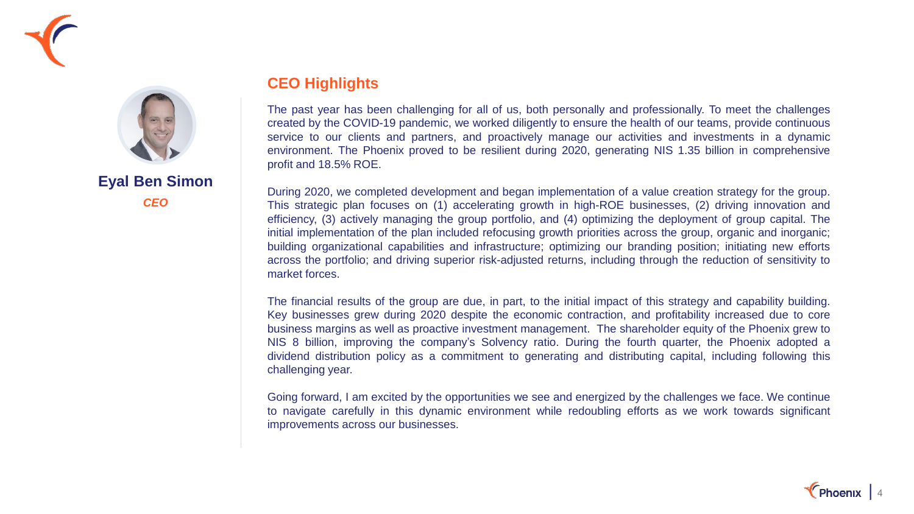**Eyal Ben Simon**

*CEO*

## CEO Highlights

The past year has been challenging for all of us, both personally and professionally. To meet the challenges created by the COVID-19 pandemic, we worked diligently to ensure the health of our teams, provide continuous service to our clients and partners, and proactively manage our activities and investments in a dynamic environment. The Phoenix proved to be resilient during 2020, generating NIS 1.35 billion in comprehensive profit and 18.5% ROE.

During 2020, we completed development and began implementation of a value creation strategy for the group. This strategic plan focuses on (1) accelerating growth in high-ROE businesses, (2) driving innovation and efficiency, (3) actively managing the group portfolio, and (4) optimizing the deployment of group capital. The initial implementation of the plan included refocusing growth priorities across the group, organic and inorganic; building organizational capabilities and infrastructure; optimizing our branding position; initiating new efforts across the portfolio; and driving superior risk-adjusted returns, including through the reduction of sensitivity to market forces.

The financial results of the group are due, in part, to the initial impact of this strategy and capability building. Key businesses grew during 2020 despite the economic contraction, and profitability increased due to core business margins as well as proactive investment management. The shareholder equity of the Phoenix grew to NIS 8 billion, improving the company's Solvency ratio. During the fourth quarter, the Phoenix adopted a dividend distribution policy as a commitment to generating and distributing capital, including following this challenging year.

Going forward, I am excited by the opportunities we see and energized by the challenges we face. We continue to navigate carefully in this dynamic environment while redoubling efforts as we work towards significant improvements across our businesses.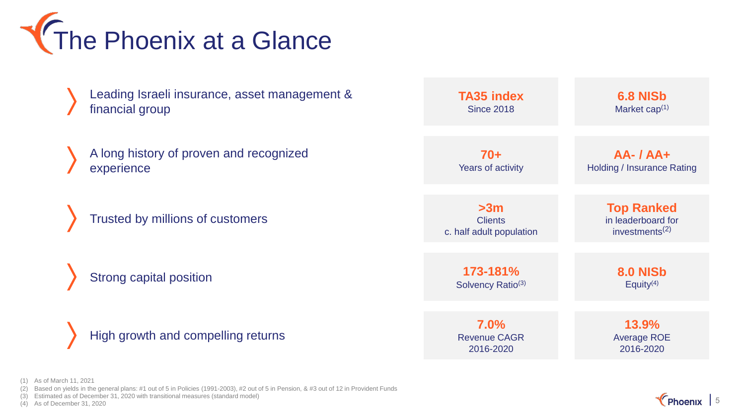# The Phoenix at a Glance

- Leading Israeli insurance, asset management & financial group
- A long history of proven and recognized experience
- Trusted by millions of customers
- Strong capital position
- High growth and compelling returns

| | |
|---|---|
| **TA35 index** Since 2018 | **6.8 NISb** Market cap[1] |
| **70+** Years of activity | **AA- / AA+** Holding / Insurance Rating |
| **>3m** Clients c. half adult population | **Top Ranked** in leaderboard for investments[2] |
| **173-181%** Solvency Ratio[3] | **8.0 NISb** Equity[4] |
| **7.0%** Revenue CAGR 2016-2020 | **13.9%** Average ROE 2016-2020 |

(1) As of March 11, 2021
(2) Based on yields in the general plans: #1 out of 5 in Policies (1991-2003), #2 out of 5 in Pension, & #3 out of 12 in Provident Funds
(3) Estimated as of December 31, 2020 with transitional measures (standard model)
(4) As of December 31, 2020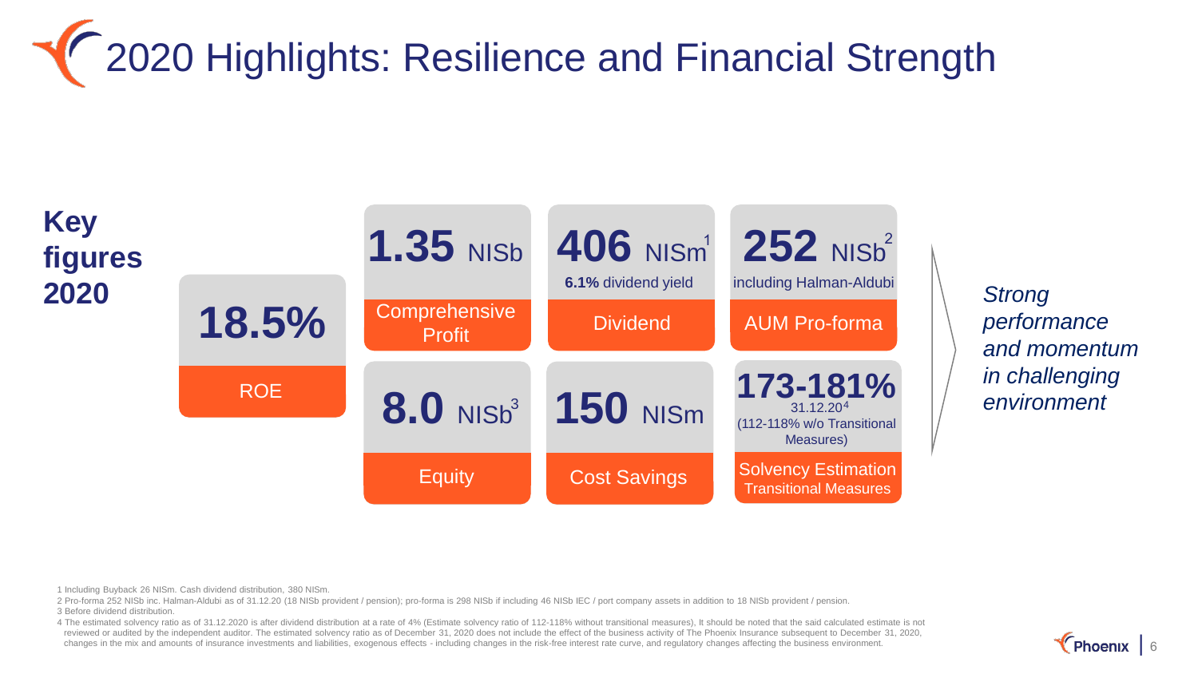# 2020 Highlights: Resilience and Financial Strength

**Key figures 2020**

- **18.5%** — ROE
- **1.35** NISb — Comprehensive Profit
- **406** NISm[1] — 6.1% dividend yield — Dividend
- **252** NISb[2] — including Halman-Aldubi — AUM Pro-forma
- **8.0** NISb[3] — Equity
- **150** NISm — Cost Savings
- **173-181%** 31.12.20[4] (112-118% w/o Transitional Measures) — Solvency Estimation Transitional Measures

*Strong performance and momentum in challenging environment*

1 Including Buyback 26 NISm. Cash dividend distribution, 380 NISm.

2 Pro-forma 252 NISb inc. Halman-Aldubi as of 31.12.20 (18 NISb provident / pension); pro-forma is 298 NISb if including 46 NISb IEC / port company assets in addition to 18 NISb provident / pension.

3 Before dividend distribution.

4 The estimated solvency ratio as of 31.12.2020 is after dividend distribution at a rate of 4% (Estimate solvency ratio of 112-118% without transitional measures), It should be noted that the said calculated estimate is not reviewed or audited by the independent auditor. The estimated solvency ratio as of December 31, 2020 does not include the effect of the business activity of The Phoenix Insurance subsequent to December 31, 2020, changes in the mix and amounts of insurance investments and liabilities, exogenous effects - including changes in the risk-free interest rate curve, and regulatory changes affecting the business environment.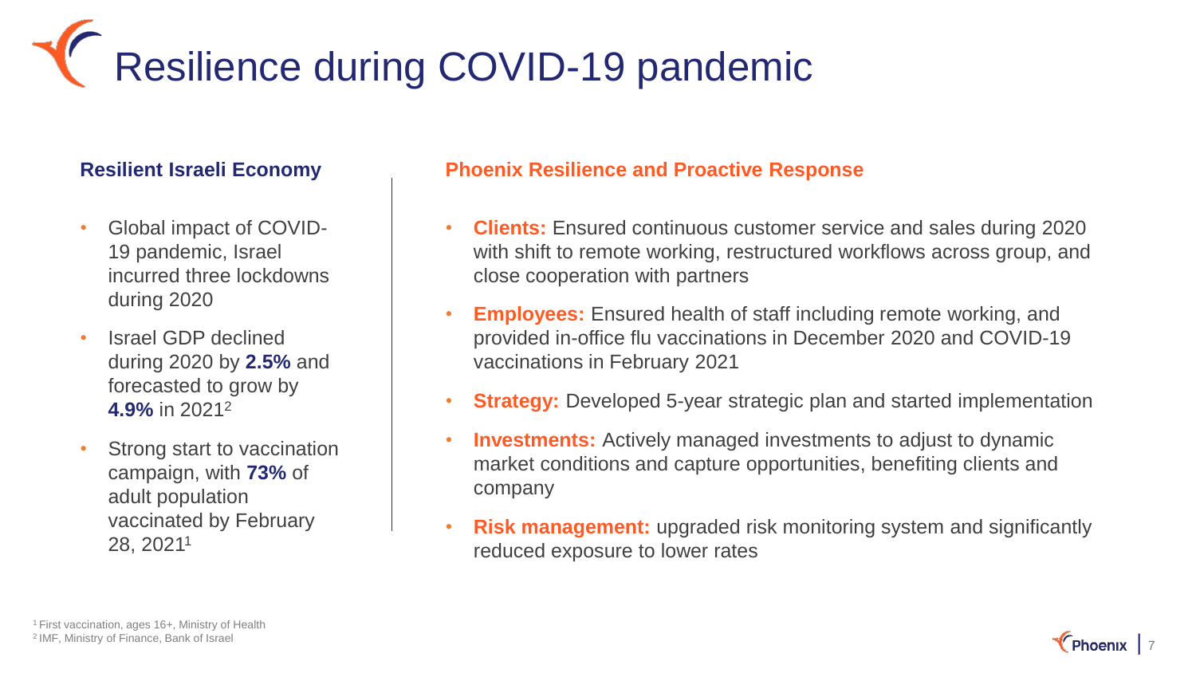# Resilience during COVID-19 pandemic

## Resilient Israeli Economy

- Global impact of COVID-19 pandemic, Israel incurred three lockdowns during 2020
- Israel GDP declined during 2020 by **2.5%** and forecasted to grow by **4.9%** in 2021[2]
- Strong start to vaccination campaign, with **73%** of adult population vaccinated by February 28, 2021[1]

## Phoenix Resilience and Proactive Response

- **Clients:** Ensured continuous customer service and sales during 2020 with shift to remote working, restructured workflows across group, and close cooperation with partners
- **Employees:** Ensured health of staff including remote working, and provided in-office flu vaccinations in December 2020 and COVID-19 vaccinations in February 2021
- **Strategy:** Developed 5-year strategic plan and started implementation
- **Investments:** Actively managed investments to adjust to dynamic market conditions and capture opportunities, benefiting clients and company
- **Risk management:** upgraded risk monitoring system and significantly reduced exposure to lower rates

[1] First vaccination, ages 16+, Ministry of Health
[2] IMF, Ministry of Finance, Bank of Israel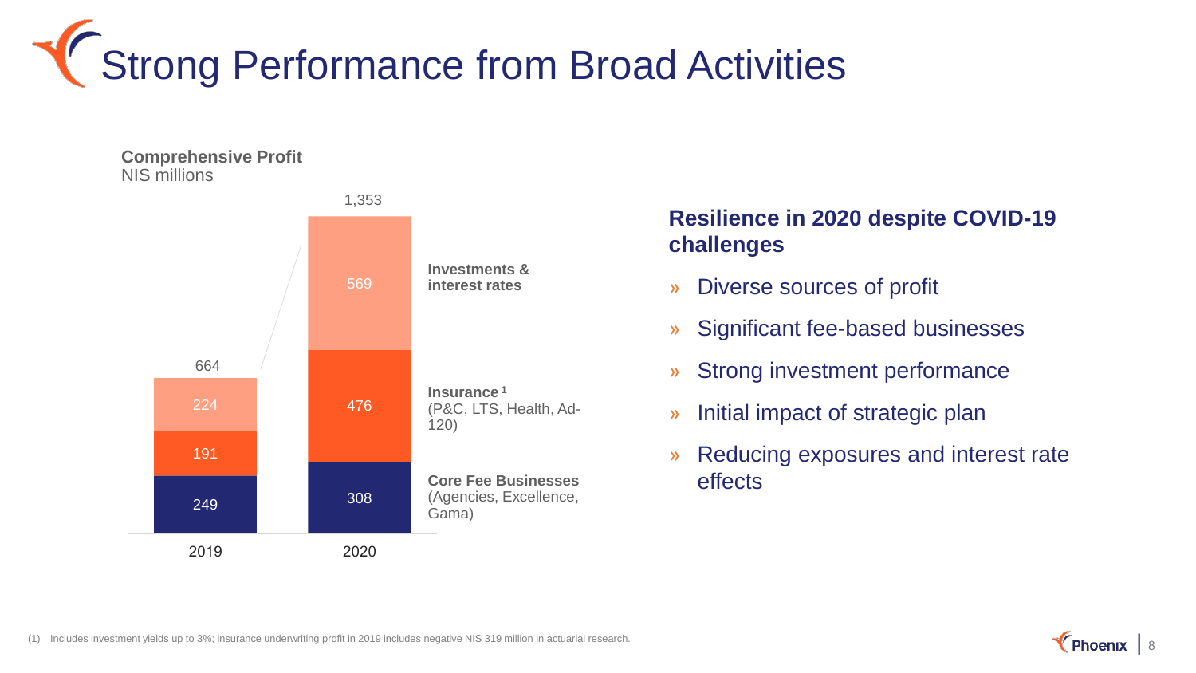# Strong Performance from Broad Activities

**Comprehensive Profit**
NIS millions

| | 2019 | 2020 |
|---|---|---|
| **Investments & interest rates** | 224 | 569 |
| **Insurance** [1] (P&C, LTS, Health, Ad-120) | 191 | 476 |
| **Core Fee Businesses** (Agencies, Excellence, Gama) | 249 | 308 |
| Total | 664 | 1,353 |

**Resilience in 2020 despite COVID-19 challenges**

- Diverse sources of profit
- Significant fee-based businesses
- Strong investment performance
- Initial impact of strategic plan
- Reducing exposures and interest rate effects

(1) Includes investment yields up to 3%; insurance underwriting profit in 2019 includes negative NIS 319 million in actuarial research.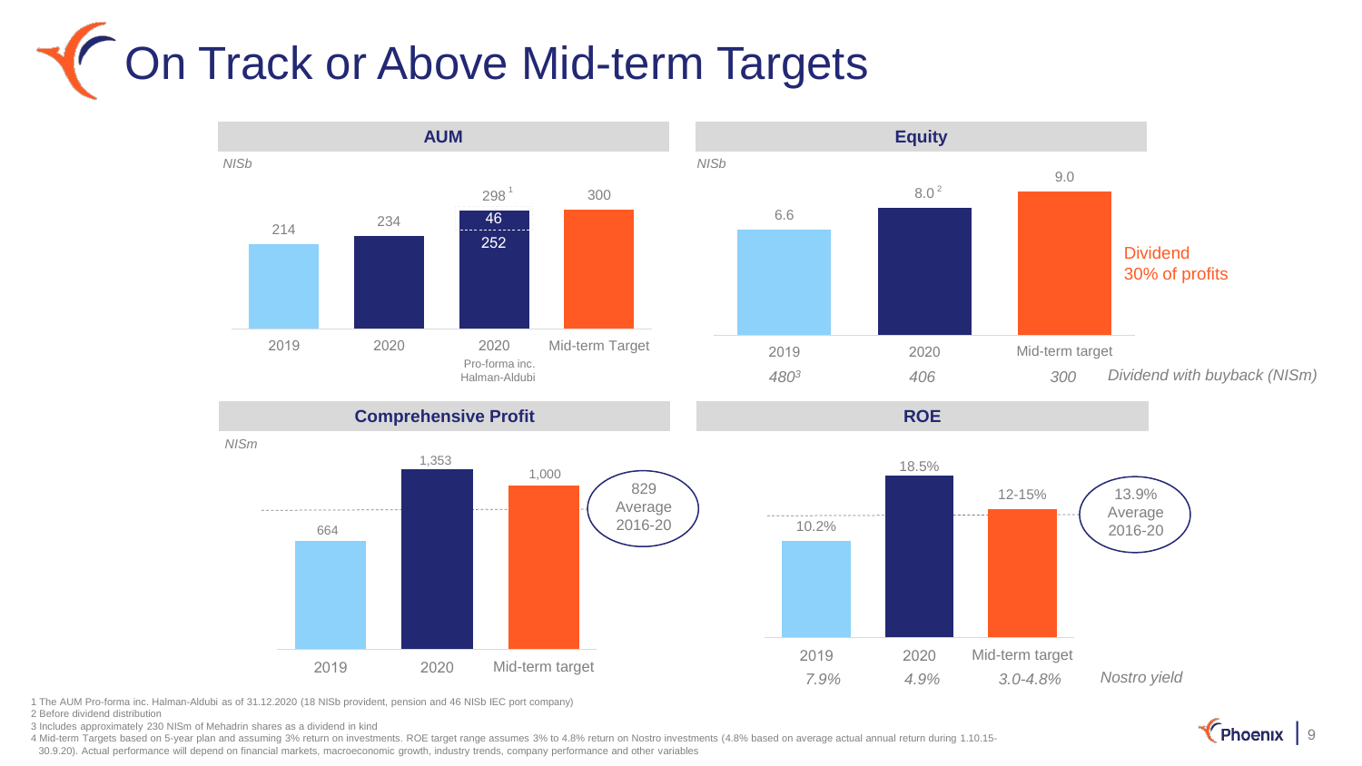# On Track or Above Mid-term Targets

### AUM

*NISb*

| | 2019 | 2020 | 2020 Pro-forma inc. Halman-Aldubi | Mid-term Target |
|---|---|---|---|---|
| AUM | 214 | 234 | 298 [1] (252 + 46) | 300 |

### Equity

*NISb*

| | 2019 | 2020 | Mid-term target |
|---|---|---|---|
| Equity | 6.6 | 8.0 [2] | 9.0 |
| *Dividend with buyback (NISm)* | *480* [3] | *406* | *300* |

Dividend 30% of profits

### Comprehensive Profit

*NISm*

| | 2019 | 2020 | Mid-term target |
|---|---|---|---|
| Comprehensive Profit | 664 | 1,353 | 1,000 |

829 Average 2016-20

### ROE

| | 2019 | 2020 | Mid-term target |
|---|---|---|---|
| ROE | 10.2% | 18.5% | 12-15% |
| *Nostro yield* | *7.9%* | *4.9%* | *3.0-4.8%* |

13.9% Average 2016-20

1 The AUM Pro-forma inc. Halman-Aldubi as of 31.12.2020 (18 NISb provident, pension and 46 NISb IEC port company)

2 Before dividend distribution

3 Includes approximately 230 NISm of Mehadrin shares as a dividend in kind

4 Mid-term Targets based on 5-year plan and assuming 3% return on investments. ROE target range assumes 3% to 4.8% return on Nostro investments (4.8% based on average actual annual return during 1.10.15-30.9.20). Actual performance will depend on financial markets, macroeconomic growth, industry trends, company performance and other variables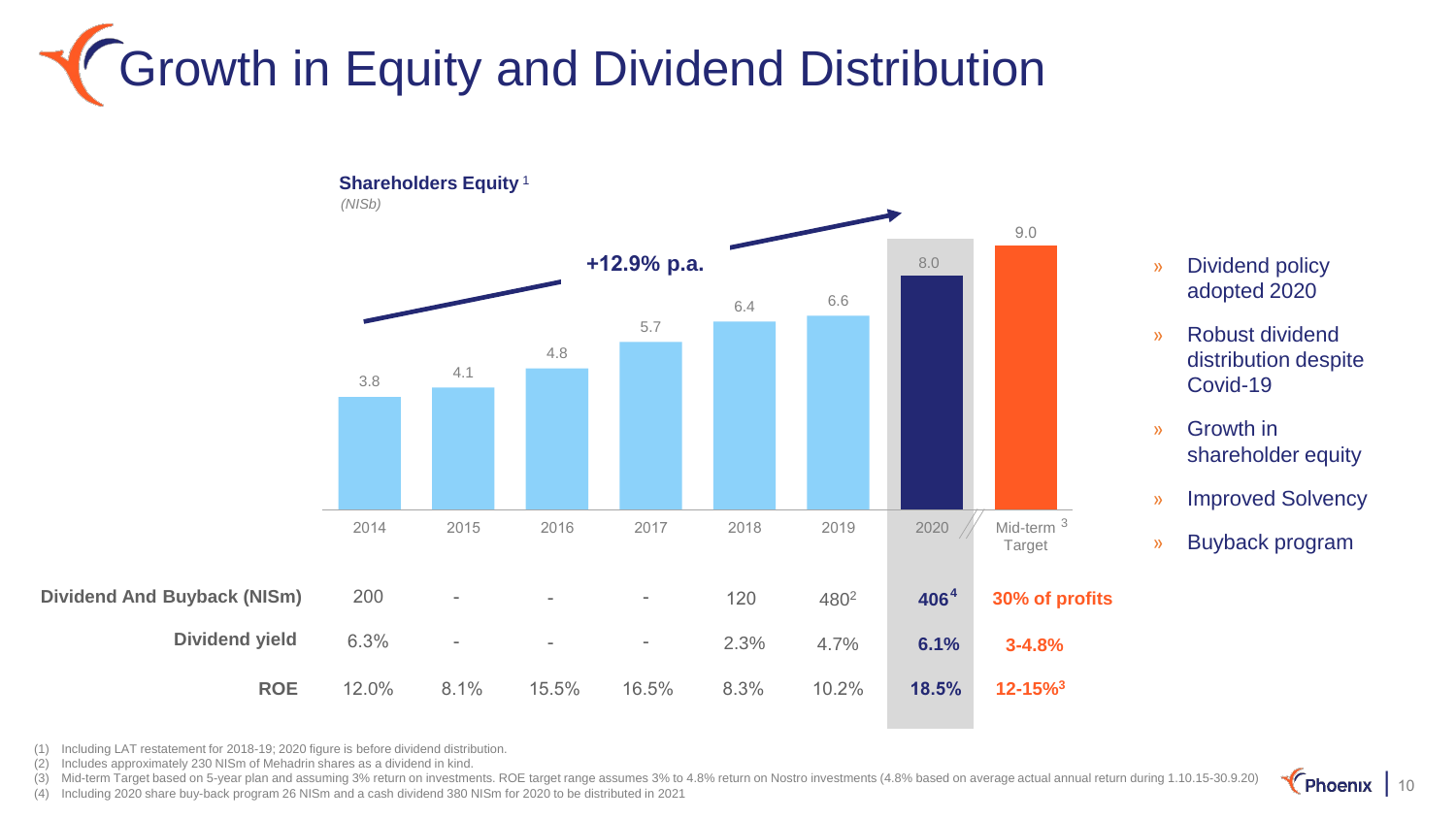# Growth in Equity and Dividend Distribution

**Shareholders Equity** [1]
*(NISb)*

**+12.9% p.a.**

| | 2014 | 2015 | 2016 | 2017 | 2018 | 2019 | 2020 | Mid-term Target [3] |
|---|---|---|---|---|---|---|---|---|
| Shareholders Equity (NISb) | 3.8 | 4.1 | 4.8 | 5.7 | 6.4 | 6.6 | 8.0 | 9.0 |
| **Dividend And Buyback (NISm)** | 200 | - | - | - | 120 | 480[2] | **406**[4] | **30% of profits** |
| **Dividend yield** | 6.3% | - | - | - | 2.3% | 4.7% | **6.1%** | **3-4.8%** |
| **ROE** | 12.0% | 8.1% | 15.5% | 16.5% | 8.3% | 10.2% | **18.5%** | **12-15%**[3] |

- Dividend policy adopted 2020
- Robust dividend distribution despite Covid-19
- Growth in shareholder equity
- Improved Solvency
- Buyback program

(1) Including LAT restatement for 2018-19; 2020 figure is before dividend distribution.
(2) Includes approximately 230 NISm of Mehadrin shares as a dividend in kind.
(3) Mid-term Target based on 5-year plan and assuming 3% return on investments. ROE target range assumes 3% to 4.8% return on Nostro investments (4.8% based on average actual annual return during 1.10.15-30.9.20)
(4) Including 2020 share buy-back program 26 NISm and a cash dividend 380 NISm for 2020 to be distributed in 2021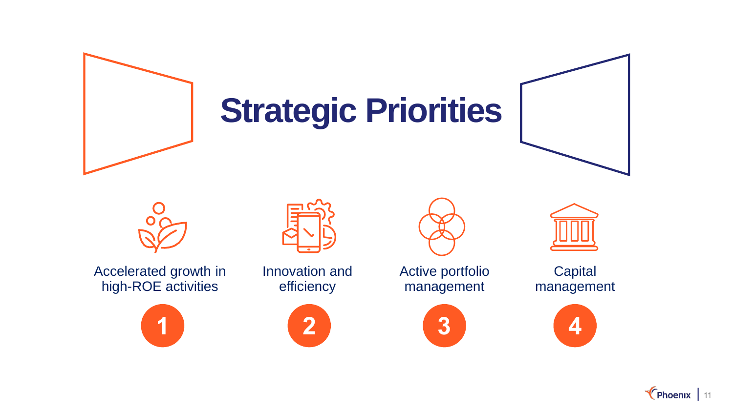# Strategic Priorities

1. Accelerated growth in high-ROE activities
2. Innovation and efficiency
3. Active portfolio management
4. Capital management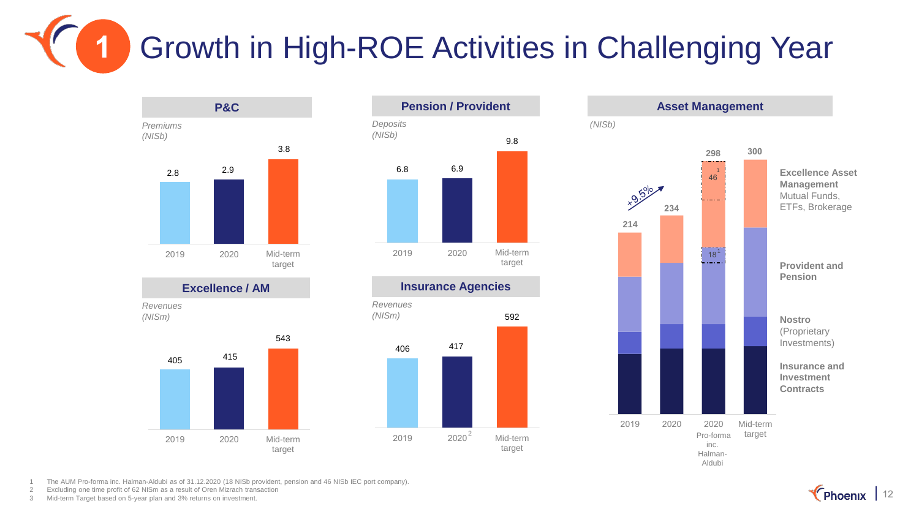# 1 Growth in High-ROE Activities in Challenging Year

## P&C

*Premiums (NISb)*

| 2019 | 2020 | Mid-term target |
|---|---|---|
| 2.8 | 2.9 | 3.8 |

## Pension / Provident

*Deposits (NISb)*

| 2019 | 2020 | Mid-term target |
|---|---|---|
| 6.8 | 6.9 | 9.8 |

## Asset Management

*(NISb)*

+9.5%

| 2019 | 2020 | 2020 Pro-forma inc. Halman-Aldubi | Mid-term target |
|---|---|---|---|
| 214 | 234 | 298 | 300 |

46[1] Excellence Asset Management, 18[1] Provident and Pension

- **Excellence Asset Management** Mutual Funds, ETFs, Brokerage
- **Provident and Pension**
- **Nostro** (Proprietary Investments)
- **Insurance and Investment Contracts**

## Excellence / AM

*Revenues (NISm)*

| 2019 | 2020 | Mid-term target |
|---|---|---|
| 405 | 415 | 543 |

## Insurance Agencies

*Revenues (NISm)*

| 2019 | 2020[2] | Mid-term target |
|---|---|---|
| 406 | 417 | 592 |

1 The AUM Pro-forma inc. Halman-Aldubi as of 31.12.2020 (18 NISb provident, pension and 46 NISb IEC port company).
2 Excluding one time profit of 62 NISm as a result of Oren Mizrach transaction
3 Mid-term Target based on 5-year plan and 3% returns on investment.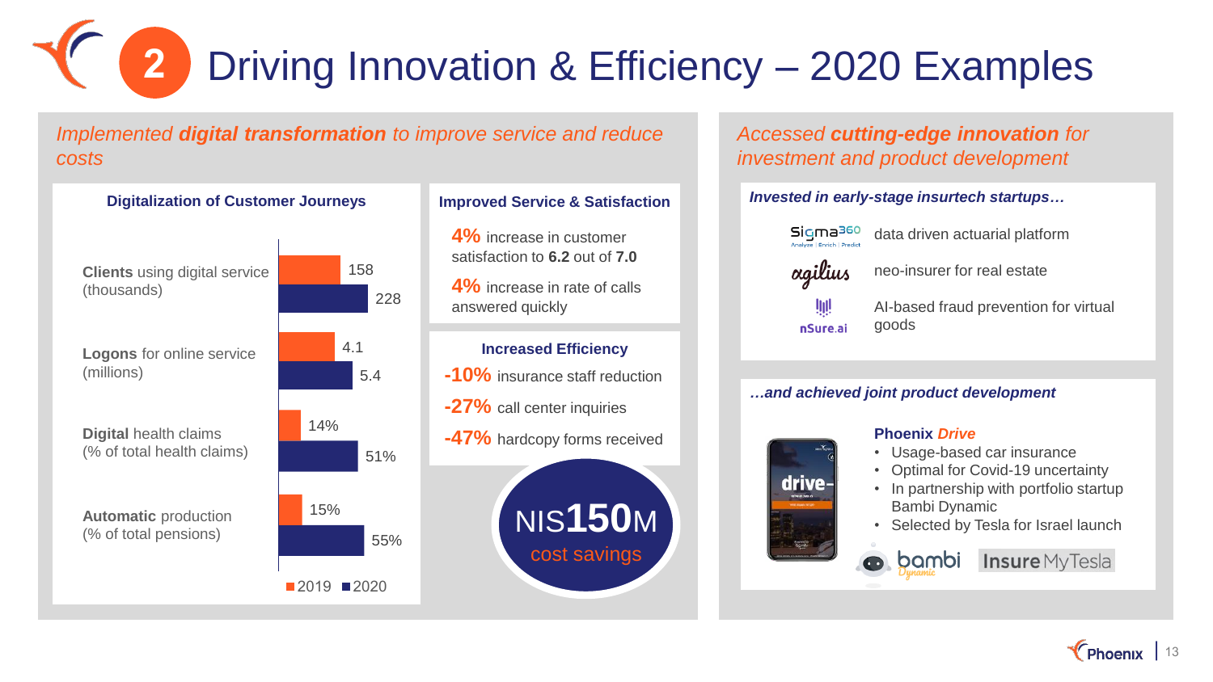# 2 Driving Innovation & Efficiency – 2020 Examples

## *Implemented **digital transformation** to improve service and reduce costs*

### Digitalization of Customer Journeys

| | 2019 | 2020 |
|---|---|---|
| **Clients** using digital service (thousands) | 158 | 228 |
| **Logons** for online service (millions) | 4.1 | 5.4 |
| **Digital** health claims (% of total health claims) | 14% | 51% |
| **Automatic** production (% of total pensions) | 15% | 55% |

### Improved Service & Satisfaction

**4%** increase in customer satisfaction to **6.2** out of **7.0**

**4%** increase in rate of calls answered quickly

### Increased Efficiency

**-10%** insurance staff reduction

**-27%** call center inquiries

**-47%** hardcopy forms received

**NIS150M** cost savings

## *Accessed **cutting-edge innovation** for investment and product development*

### *Invested in early-stage insurtech startups…*

- **Sigma360** (Analyze | Enrich | Predict): data driven actuarial platform
- **agilius**: neo-insurer for real estate
- **nSure.ai**: AI-based fraud prevention for virtual goods

### *…and achieved joint product development*

**Phoenix *Drive***

- Usage-based car insurance
- Optimal for Covid-19 uncertainty
- In partnership with portfolio startup Bambi Dynamic
- Selected by Tesla for Israel launch

bambi Dynamic | InsureMyTesla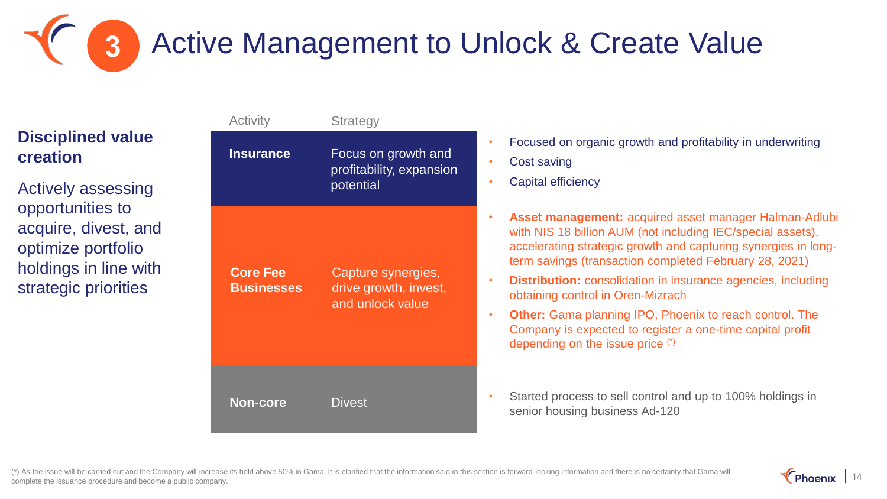# 3 Active Management to Unlock & Create Value

**Disciplined value creation**

Actively assessing opportunities to acquire, divest, and optimize portfolio holdings in line with strategic priorities

| Activity | Strategy | |
|---|---|---|
| **Insurance** | Focus on growth and profitability, expansion potential | • Focused on organic growth and profitability in underwriting<br>• Cost saving<br>• Capital efficiency |
| **Core Fee Businesses** | Capture synergies, drive growth, invest, and unlock value | • **Asset management:** acquired asset manager Halman-Adlubi with NIS 18 billion AUM (not including IEC/special assets), accelerating strategic growth and capturing synergies in long-term savings (transaction completed February 28, 2021)<br>• **Distribution:** consolidation in insurance agencies, including obtaining control in Oren-Mizrach<br>• **Other:** Gama planning IPO, Phoenix to reach control. The Company is expected to register a one-time capital profit depending on the issue price (*) |
| **Non-core** | Divest | • Started process to sell control and up to 100% holdings in senior housing business Ad-120 |

(*) As the issue will be carried out and the Company will increase its hold above 50% in Gama. It is clarified that the information said in this section is forward-looking information and there is no certainty that Gama will complete the issuance procedure and become a public company.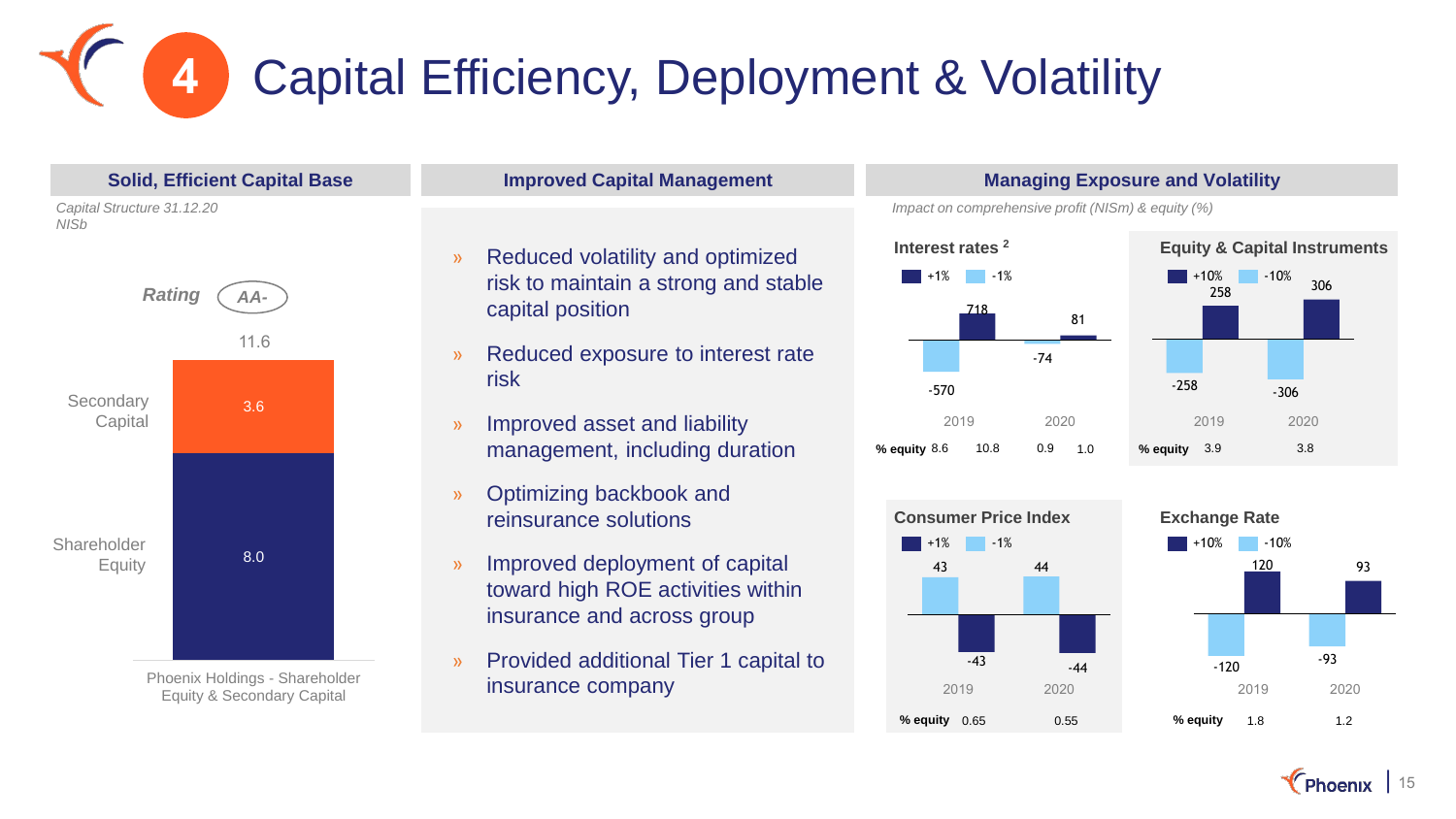# 4 Capital Efficiency, Deployment & Volatility

## Solid, Efficient Capital Base

*Capital Structure 31.12.20*
*NISb*

*Rating* AA-

| | NISb |
|---|---|
| Secondary Capital | 3.6 |
| Shareholder Equity | 8.0 |
| **Total** | **11.6** |

Phoenix Holdings - Shareholder Equity & Secondary Capital

## Improved Capital Management

- Reduced volatility and optimized risk to maintain a strong and stable capital position
- Reduced exposure to interest rate risk
- Improved asset and liability management, including duration
- Optimizing backbook and reinsurance solutions
- Improved deployment of capital toward high ROE activities within insurance and across group
- Provided additional Tier 1 capital to insurance company

## Managing Exposure and Volatility

*Impact on comprehensive profit (NISm) & equity (%)*

### Interest rates [2]

| | 2019 | 2020 |
|---|---|---|
| +1% | 718 | 81 |
| -1% | -570 | -74 |
| % equity | 8.6 / 10.8 | 0.9 / 1.0 |

### Equity & Capital Instruments

| | 2019 | 2020 |
|---|---|---|
| +10% | 258 | 306 |
| -10% | -258 | -306 |
| % equity | 3.9 | 3.8 |

### Consumer Price Index

| | 2019 | 2020 |
|---|---|---|
| +1% | -43 | -44 |
| -1% | 43 | 44 |
| % equity | 0.65 | 0.55 |

### Exchange Rate

| | 2019 | 2020 |
|---|---|---|
| +10% | 120 | 93 |
| -10% | -120 | -93 |
| % equity | 1.8 | 1.2 |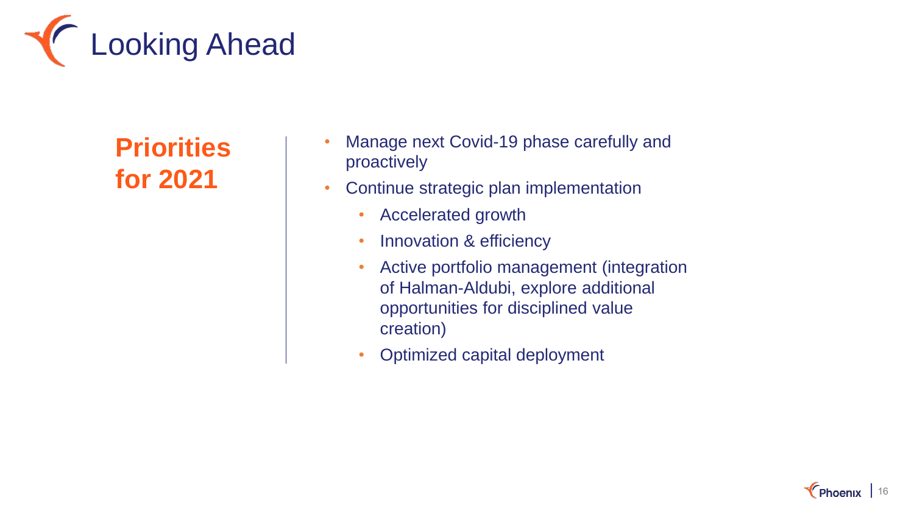# Looking Ahead

## Priorities for 2021

- Manage next Covid-19 phase carefully and proactively
- Continue strategic plan implementation
  - Accelerated growth
  - Innovation & efficiency
  - Active portfolio management (integration of Halman-Aldubi, explore additional opportunities for disciplined value creation)
  - Optimized capital deployment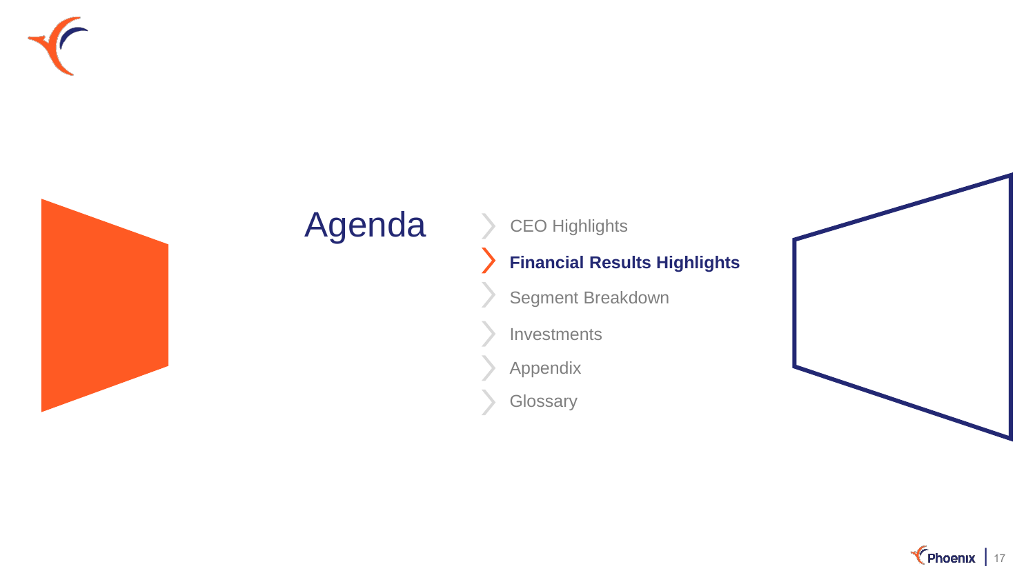# Agenda

- CEO Highlights
- **Financial Results Highlights**
- Segment Breakdown
- Investments
- Appendix
- Glossary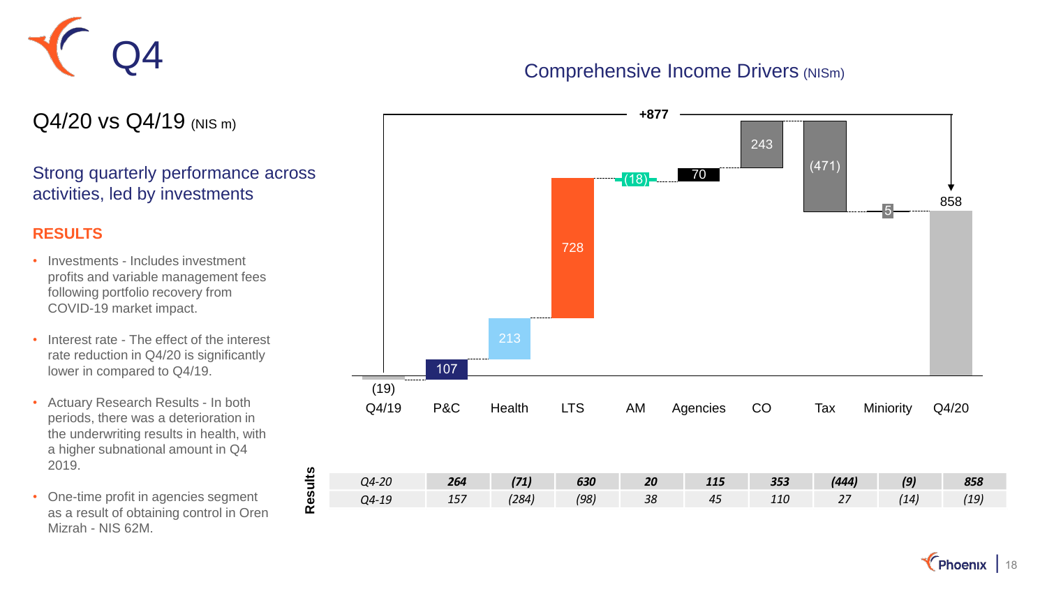# Q4

## Q4/20 vs Q4/19 (NIS m)

### Strong quarterly performance across activities, led by investments

**RESULTS**

- Investments - Includes investment profits and variable management fees following portfolio recovery from COVID-19 market impact.
- Interest rate - The effect of the interest rate reduction in Q4/20 is significantly lower in compared to Q4/19.
- Actuary Research Results - In both periods, there was a deterioration in the underwriting results in health, with a higher subnational amount in Q4 2019.
- One-time profit in agencies segment as a result of obtaining control in Oren Mizrah - NIS 62M.

## Comprehensive Income Drivers (NISm)

+877

| | Q4/19 | P&C | Health | LTS | AM | Agencies | CO | Tax | Miniority | Q4/20 |
|---|---|---|---|---|---|---|---|---|---|---|
| Drivers | (19) | 107 | 213 | 728 | (18) | 70 | 243 | (471) | 5 | 858 |

**Results**

| | P&C | Health | LTS | AM | Agencies | CO | Tax | Miniority | Total |
|---|---|---|---|---|---|---|---|---|---|
| *Q4-20* | ***264*** | ***(71)*** | ***630*** | ***20*** | ***115*** | ***353*** | ***(444)*** | ***(9)*** | ***858*** |
| *Q4-19* | *157* | *(284)* | *(98)* | *38* | *45* | *110* | *27* | *(14)* | *(19)* |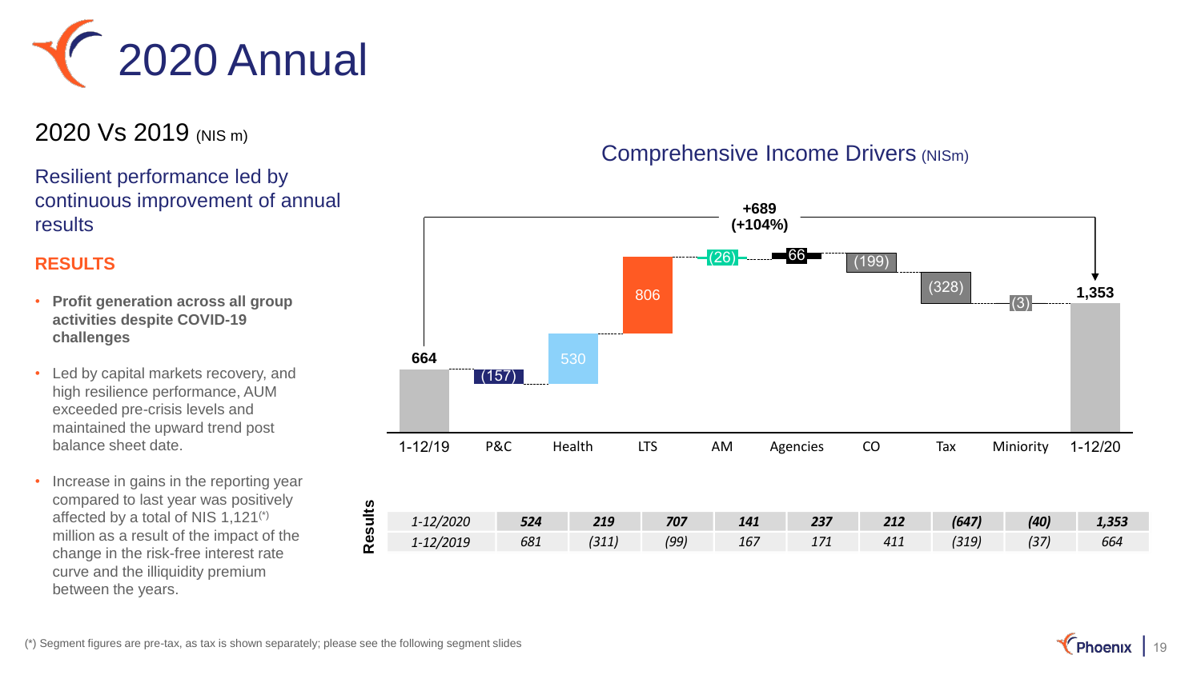# 2020 Annual

## 2020 Vs 2019 (NIS m)

### Resilient performance led by continuous improvement of annual results

**RESULTS**

- **Profit generation across all group activities despite COVID-19 challenges**
- Led by capital markets recovery, and high resilience performance, AUM exceeded pre-crisis levels and maintained the upward trend post balance sheet date.
- Increase in gains in the reporting year compared to last year was positively affected by a total of NIS 1,121(*) million as a result of the impact of the change in the risk-free interest rate curve and the illiquidity premium between the years.

### Comprehensive Income Drivers (NISm)

| | 1-12/19 | P&C | Health | LTS | AM | Agencies | CO | Tax | Miniority | 1-12/20 |
|---|---|---|---|---|---|---|---|---|---|---|
| Change | 664 | (157) | 530 | 806 | (26) | 66 | (199) | (328) | (3) | 1,353 |

+689 (+104%)

**Results**

| | P&C | Health | LTS | AM | Agencies | CO | Tax | Miniority | Total |
|---|---|---|---|---|---|---|---|---|---|
| *1-12/2020* | ***524*** | ***219*** | ***707*** | ***141*** | ***237*** | ***212*** | ***(647)*** | ***(40)*** | ***1,353*** |
| *1-12/2019* | *681* | *(311)* | *(99)* | *167* | *171* | *411* | *(319)* | *(37)* | *664* |

(*) Segment figures are pre-tax, as tax is shown separately; please see the following segment slides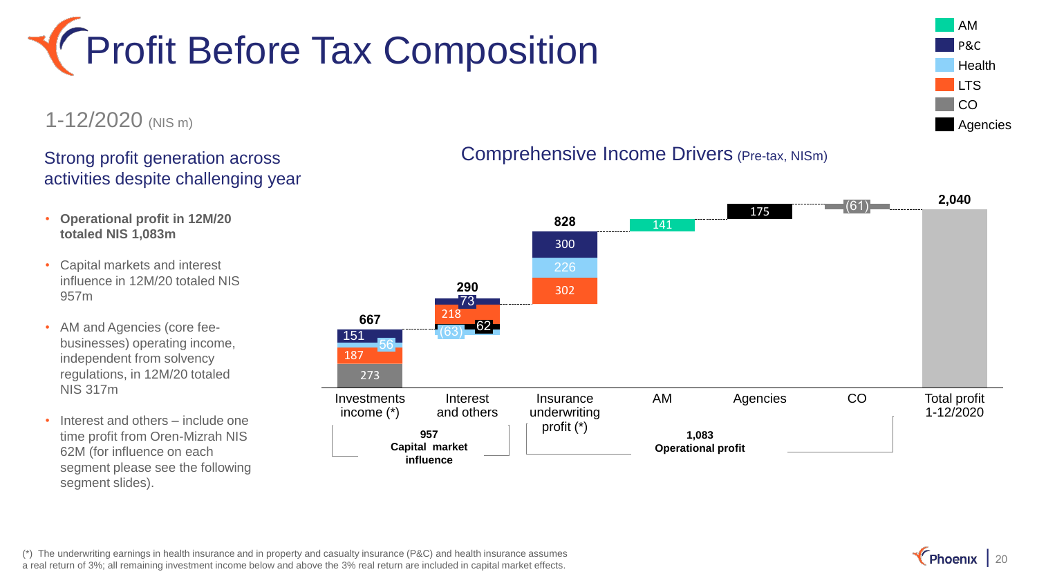# Profit Before Tax Composition

1-12/2020 (NIS m)

## Strong profit generation across activities despite challenging year

- **Operational profit in 12M/20 totaled NIS 1,083m**
- Capital markets and interest influence in 12M/20 totaled NIS 957m
- AM and Agencies (core fee-businesses) operating income, independent from solvency regulations, in 12M/20 totaled NIS 317m
- Interest and others – include one time profit from Oren-Mizrah NIS 62M (for influence on each segment please see the following segment slides).

## Comprehensive Income Drivers (Pre-tax, NISm)

| | Investments income (*) | Interest and others | Insurance underwriting profit (*) | AM | Agencies | CO | Total profit 1-12/2020 |
|---|---|---|---|---|---|---|---|
| AM | | | | 141 | | | |
| P&C | 151 | 73 | 300 | | | | |
| Health | 56 | (63) | 226 | | | | |
| LTS | 187 | 218 | 302 | | | | |
| CO | 273 | | | | | (61) | |
| Agencies | | 62 | | | 175 | | |
| Total | 667 | 290 | 828 | | | | 2,040 |

957 Capital market influence (Investments income + Interest and others)

1,083 Operational profit (Insurance underwriting profit + AM + Agencies + CO)

(*) The underwriting earnings in health insurance and in property and casualty insurance (P&C) and health insurance assumes a real return of 3%; all remaining investment income below and above the 3% real return are included in capital market effects.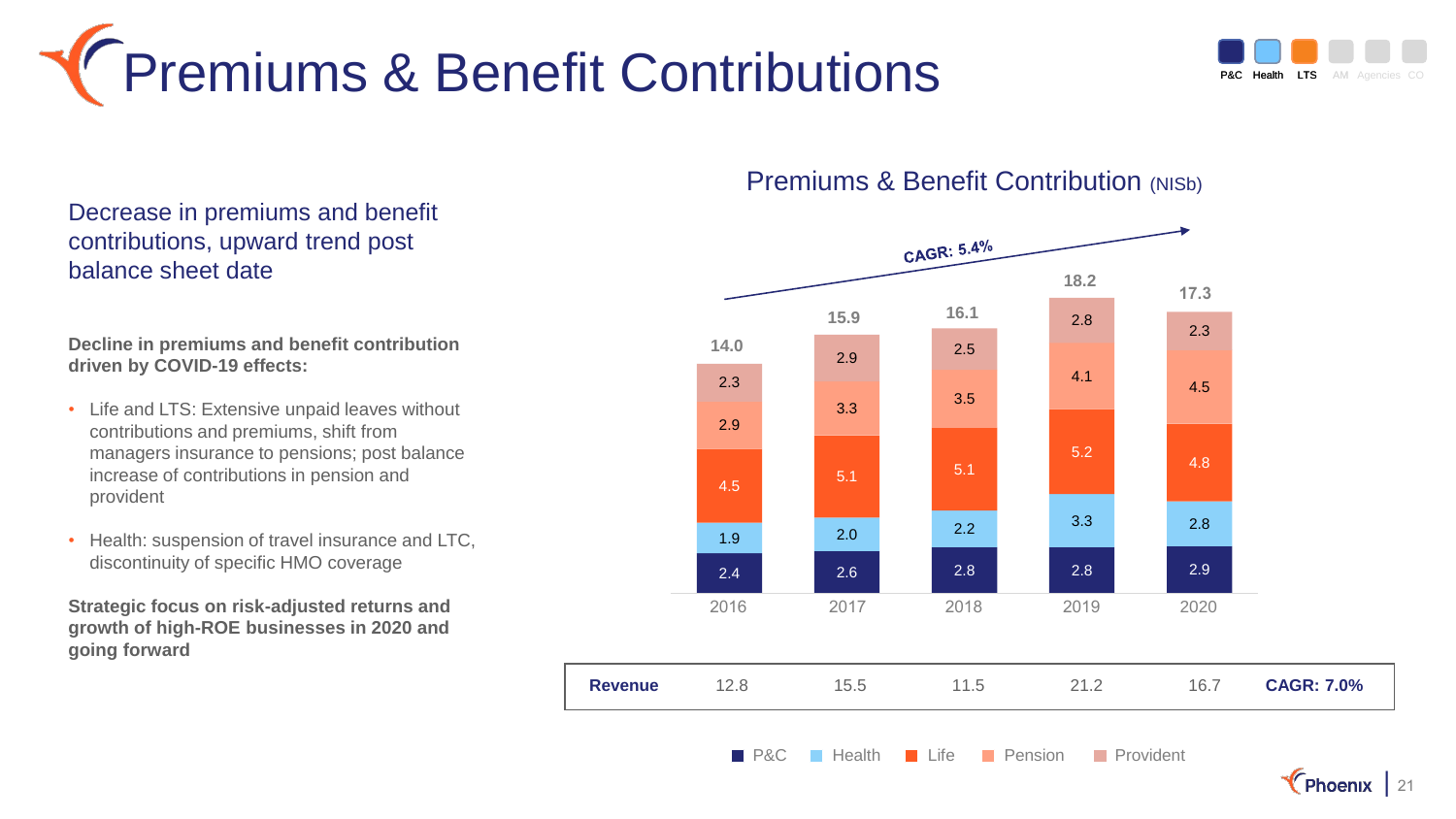# Premiums & Benefit Contributions

## Decrease in premiums and benefit contributions, upward trend post balance sheet date

**Decline in premiums and benefit contribution driven by COVID-19 effects:**

- Life and LTS: Extensive unpaid leaves without contributions and premiums, shift from managers insurance to pensions; post balance increase of contributions in pension and provident
- Health: suspension of travel insurance and LTC, discontinuity of specific HMO coverage

**Strategic focus on risk-adjusted returns and growth of high-ROE businesses in 2020 and going forward**

### Premiums & Benefit Contribution (NISb)

CAGR: 5.4%

| | 2016 | 2017 | 2018 | 2019 | 2020 |
|---|---|---|---|---|---|
| P&C | 2.4 | 2.6 | 2.8 | 2.8 | 2.9 |
| Health | 1.9 | 2.0 | 2.2 | 3.3 | 2.8 |
| Life | 4.5 | 5.1 | 5.1 | 5.2 | 4.8 |
| Pension | 2.9 | 3.3 | 3.5 | 4.1 | 4.5 |
| Provident | 2.3 | 2.9 | 2.5 | 2.8 | 2.3 |
| **Total** | 14.0 | 15.9 | 16.1 | 18.2 | 17.3 |

| | 2016 | 2017 | 2018 | 2019 | 2020 | |
|---|---|---|---|---|---|---|
| **Revenue** | 12.8 | 15.5 | 11.5 | 21.2 | 16.7 | **CAGR: 7.0%** |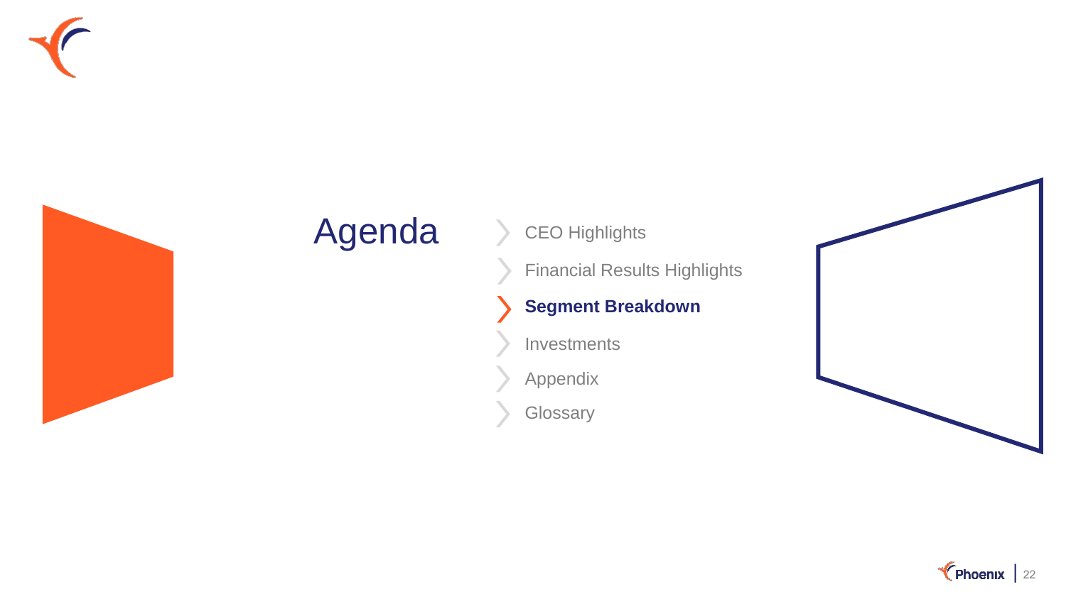# Agenda

- CEO Highlights
- Financial Results Highlights
- **Segment Breakdown**
- Investments
- Appendix
- Glossary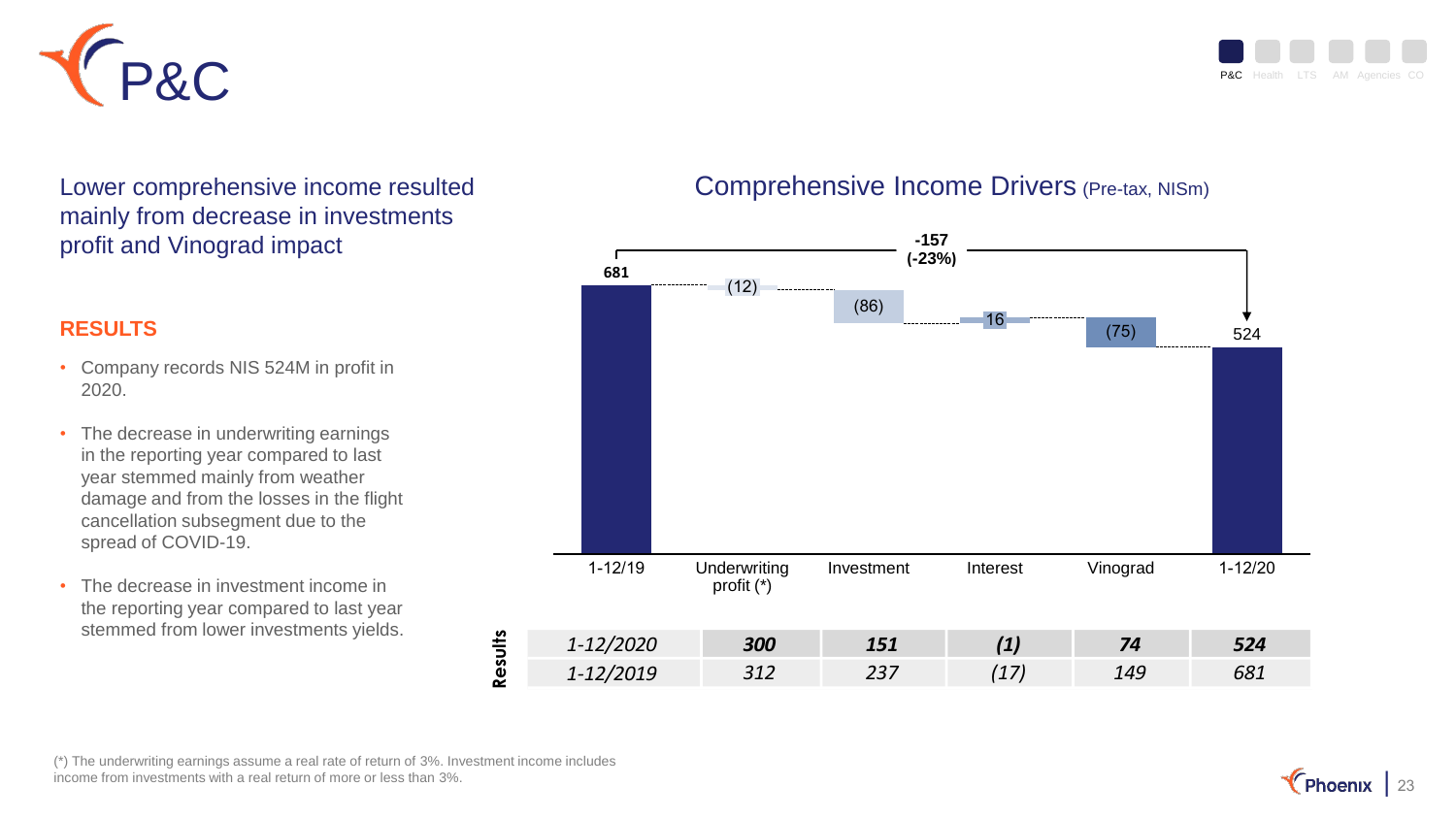# P&C

Lower comprehensive income resulted mainly from decrease in investments profit and Vinograd impact

## RESULTS

- Company records NIS 524M in profit in 2020.
- The decrease in underwriting earnings in the reporting year compared to last year stemmed mainly from weather damage and from the losses in the flight cancellation subsegment due to the spread of COVID-19.
- The decrease in investment income in the reporting year compared to last year stemmed from lower investments yields.

## Comprehensive Income Drivers (Pre-tax, NISm)

| | 1-12/19 | Underwriting profit (*) | Investment | Interest | Vinograd | 1-12/20 |
|---|---|---|---|---|---|---|
| Change | 681 | (12) | (86) | 16 | (75) | 524 |

Total change: -157 (-23%)

**Results**

| | Underwriting profit (*) | Investment | Interest | Vinograd | Total |
|---|---|---|---|---|---|
| *1-12/2020* | ***300*** | ***151*** | ***(1)*** | ***74*** | ***524*** |
| *1-12/2019* | *312* | *237* | *(17)* | *149* | *681* |

(*) The underwriting earnings assume a real rate of return of 3%. Investment income includes income from investments with a real return of more or less than 3%.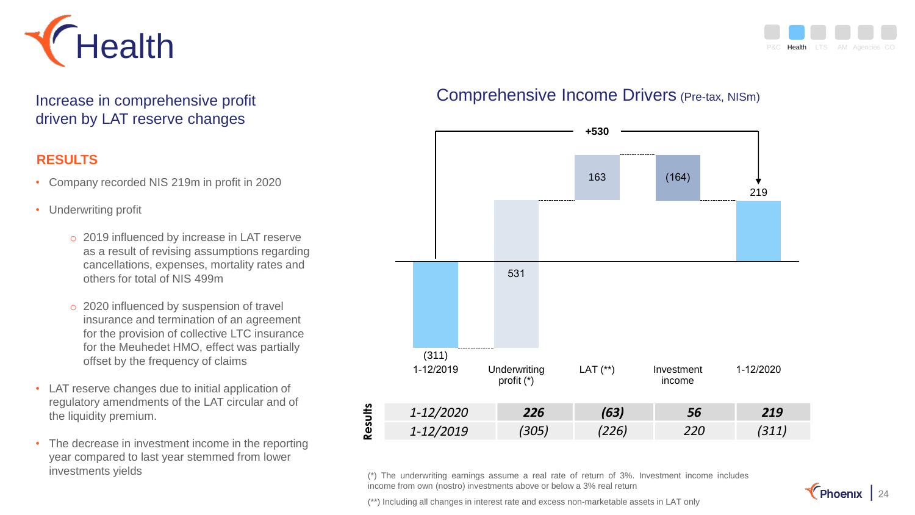# Health

## Increase in comprehensive profit driven by LAT reserve changes

### RESULTS

- Company recorded NIS 219m in profit in 2020
- Underwriting profit
  - 2019 influenced by increase in LAT reserve as a result of revising assumptions regarding cancellations, expenses, mortality rates and others for total of NIS 499m
  - 2020 influenced by suspension of travel insurance and termination of an agreement for the provision of collective LTC insurance for the Meuhedet HMO, effect was partially offset by the frequency of claims
- LAT reserve changes due to initial application of regulatory amendments of the LAT circular and of the liquidity premium.
- The decrease in investment income in the reporting year compared to last year stemmed from lower investments yields

## Comprehensive Income Drivers (Pre-tax, NISm)

| | 1-12/2019 | Underwriting profit (*) | LAT (**) | Investment income | 1-12/2020 |
|---|---|---|---|---|---|
| Chart | (311) | 531 | 163 | (164) | 219 |

+530

**Results**

| | | | | |
|---|---|---|---|---|
| *1-12/2020* | ***226*** | ***(63)*** | ***56*** | ***219*** |
| *1-12/2019* | *(305)* | *(226)* | *220* | *(311)* |

(*) The underwriting earnings assume a real rate of return of 3%. Investment income includes income from own (nostro) investments above or below a 3% real return

(**) Including all changes in interest rate and excess non-marketable assets in LAT only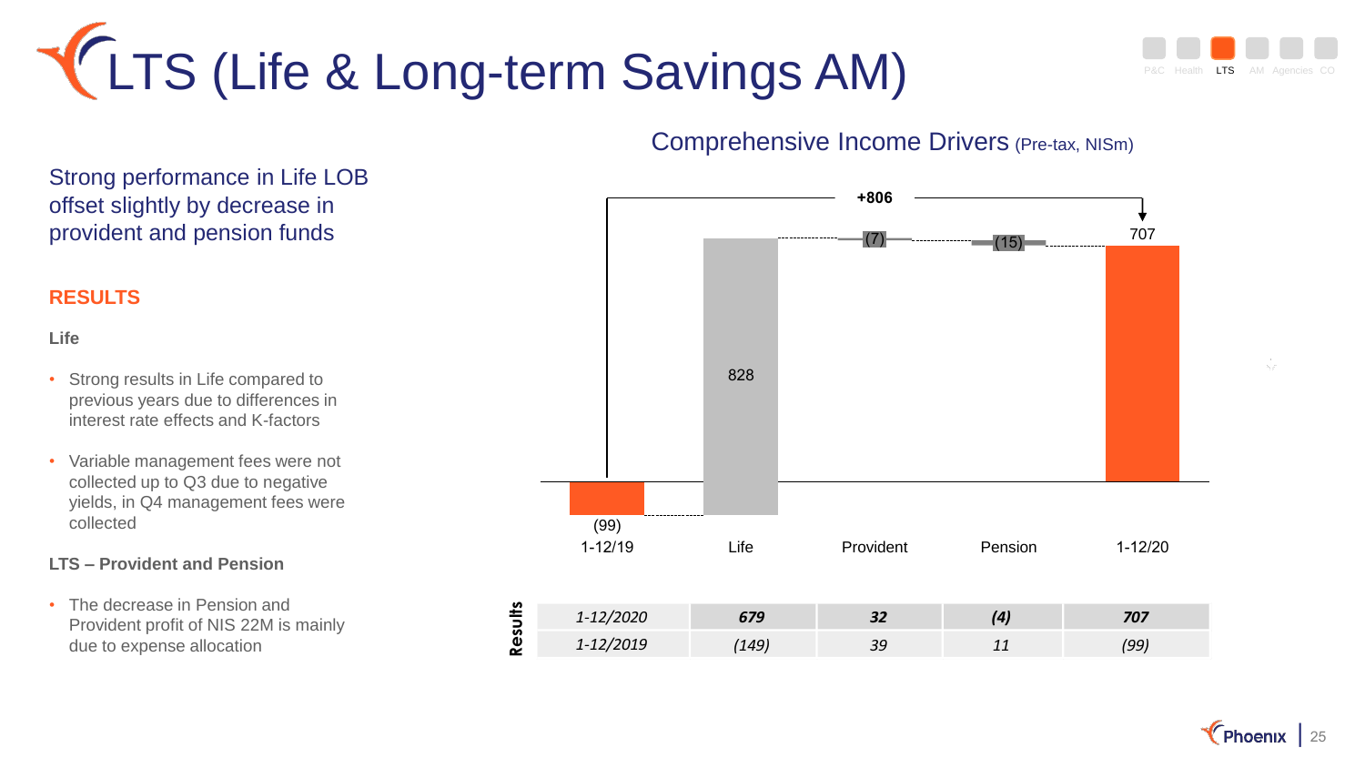# LTS (Life & Long-term Savings AM)

Strong performance in Life LOB offset slightly by decrease in provident and pension funds

## RESULTS

**Life**

- Strong results in Life compared to previous years due to differences in interest rate effects and K-factors
- Variable management fees were not collected up to Q3 due to negative yields, in Q4 management fees were collected

**LTS – Provident and Pension**

- The decrease in Pension and Provident profit of NIS 22M is mainly due to expense allocation

## Comprehensive Income Drivers (Pre-tax, NISm)

| | 1-12/19 | Life | Provident | Pension | 1-12/20 |
|---|---|---|---|---|---|
| Chart values | (99) | 828 | (7) | (15) | 707 |

+806

**Results**

| | Life | Provident | Pension | Total |
|---|---|---|---|---|
| *1-12/2020* | ***679*** | ***32*** | ***(4)*** | ***707*** |
| *1-12/2019* | *(149)* | *39* | *11* | *(99)* |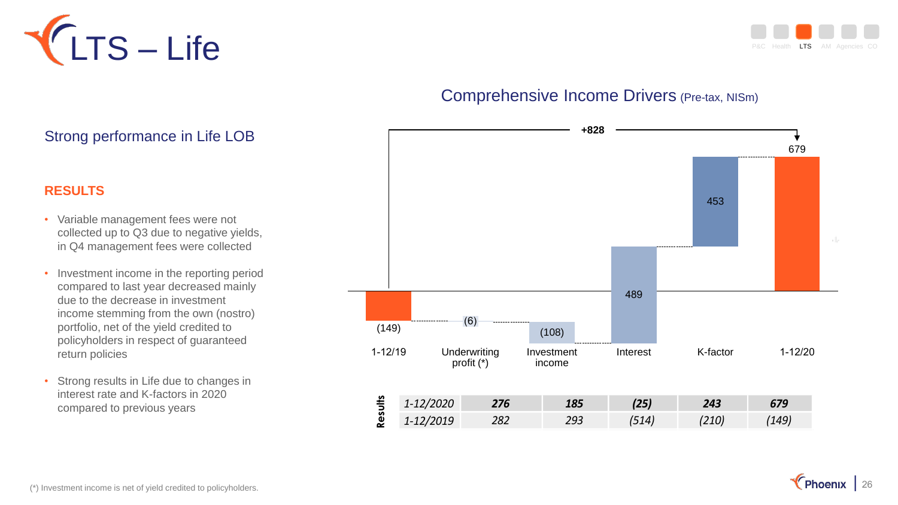# LTS – Life

## Strong performance in Life LOB

### RESULTS

- Variable management fees were not collected up to Q3 due to negative yields, in Q4 management fees were collected
- Investment income in the reporting period compared to last year decreased mainly due to the decrease in investment income stemming from the own (nostro) portfolio, net of the yield credited to policyholders in respect of guaranteed return policies
- Strong results in Life due to changes in interest rate and K-factors in 2020 compared to previous years

## Comprehensive Income Drivers (Pre-tax, NISm)

+828

| | 1-12/19 | Underwriting profit (*) | Investment income | Interest | K-factor | 1-12/20 |
|---|---|---|---|---|---|---|
| Chart | (149) | (6) | (108) | 489 | 453 | 679 |

| Results | Underwriting profit (*) | Investment income | Interest | K-factor | Total |
|---|---|---|---|---|---|
| *1-12/2020* | ***276*** | ***185*** | ***(25)*** | ***243*** | ***679*** |
| *1-12/2019* | *282* | *293* | *(514)* | *(210)* | *(149)* |

(*) Investment income is net of yield credited to policyholders.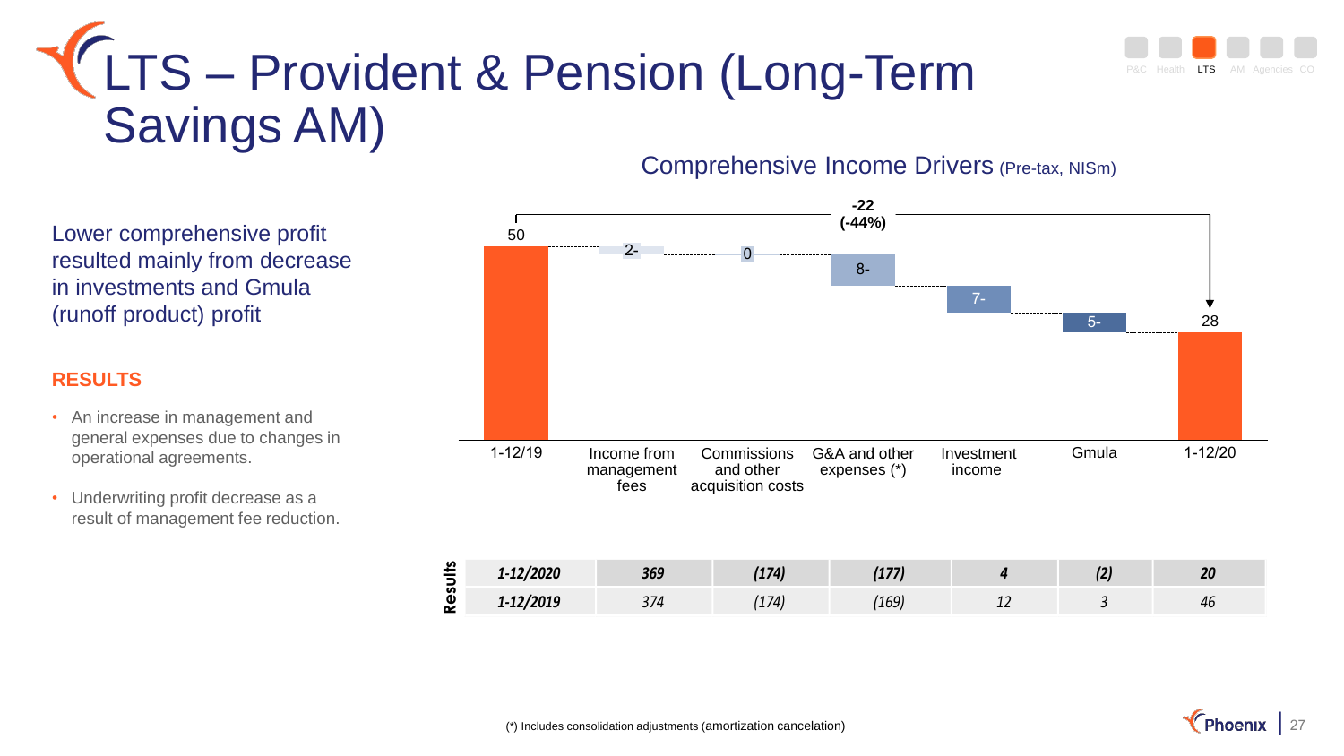# LTS – Provident & Pension (Long-Term Savings AM)

Lower comprehensive profit resulted mainly from decrease in investments and Gmula (runoff product) profit

**RESULTS**

- An increase in management and general expenses due to changes in operational agreements.
- Underwriting profit decrease as a result of management fee reduction.

## Comprehensive Income Drivers (Pre-tax, NISm)

| 1-12/19 | Income from management fees | Commissions and other acquisition costs | G&A and other expenses (*) | Investment income | Gmula | 1-12/20 |
|---|---|---|---|---|---|---|
| 50 | 2- | 0 | 8- | 7- | 5- | 28 |

Change: -22 (-44%)

| Results | | | | | | |
|---|---|---|---|---|---|---|
| ***1-12/2020*** | ***369*** | ***(174)*** | ***(177)*** | ***4*** | ***(2)*** | ***20*** |
| ***1-12/2019*** | *374* | *(174)* | *(169)* | *12* | *3* | *46* |

(*) Includes consolidation adjustments (amortization cancelation)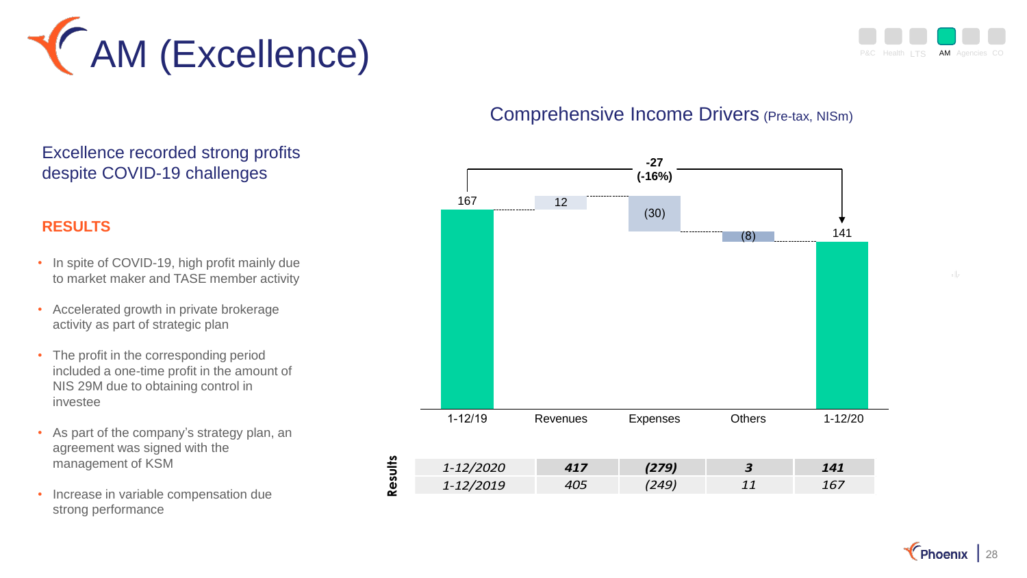# AM (Excellence)

## Excellence recorded strong profits despite COVID-19 challenges

### RESULTS

- In spite of COVID-19, high profit mainly due to market maker and TASE member activity
- Accelerated growth in private brokerage activity as part of strategic plan
- The profit in the corresponding period included a one-time profit in the amount of NIS 29M due to obtaining control in investee
- As part of the company's strategy plan, an agreement was signed with the management of KSM
- Increase in variable compensation due strong performance

## Comprehensive Income Drivers (Pre-tax, NISm)

| | 1-12/19 | Revenues | Expenses | Others | 1-12/20 |
|---|---|---|---|---|---|
| Value | 167 | 12 | (30) | (8) | 141 |

Change: -27 (-16%)

**Results**

| | Revenues | Expenses | Others | Total |
|---|---|---|---|---|
| *1-12/2020* | ***417*** | ***(279)*** | ***3*** | ***141*** |
| *1-12/2019* | *405* | *(249)* | *11* | *167* |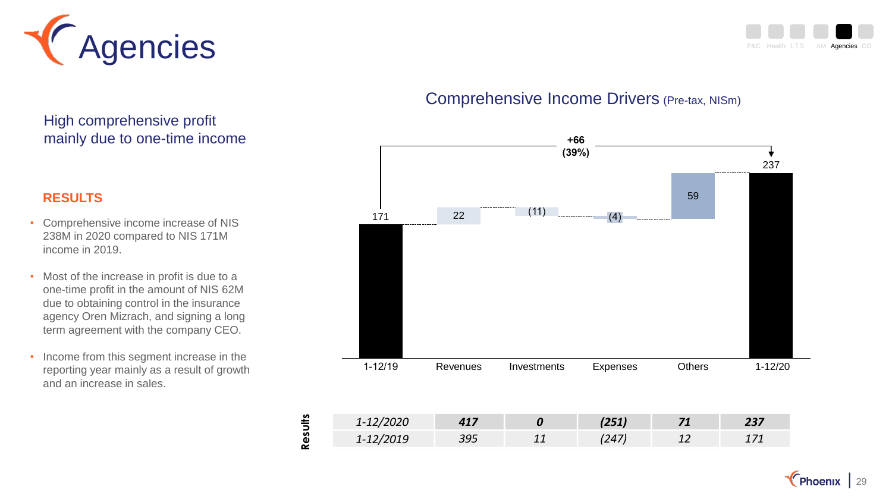# Agencies

P&C | Health | LTS | AM | **Agencies** | CO

## High comprehensive profit mainly due to one-time income

### RESULTS

- Comprehensive income increase of NIS 238M in 2020 compared to NIS 171M income in 2019.
- Most of the increase in profit is due to a one-time profit in the amount of NIS 62M due to obtaining control in the insurance agency Oren Mizrach, and signing a long term agreement with the company CEO.
- Income from this segment increase in the reporting year mainly as a result of growth and an increase in sales.

## Comprehensive Income Drivers (Pre-tax, NISm)

+66 (39%)

| | 1-12/19 | Revenues | Investments | Expenses | Others | 1-12/20 |
|---|---|---|---|---|---|---|
| Chart | 171 | 22 | (11) | (4) | 59 | 237 |

**Results**

| | Revenues | Investments | Expenses | Others | Total |
|---|---|---|---|---|---|
| *1-12/2020* | ***417*** | ***0*** | ***(251)*** | ***71*** | ***237*** |
| *1-12/2019* | *395* | *11* | *(247)* | *12* | *171* |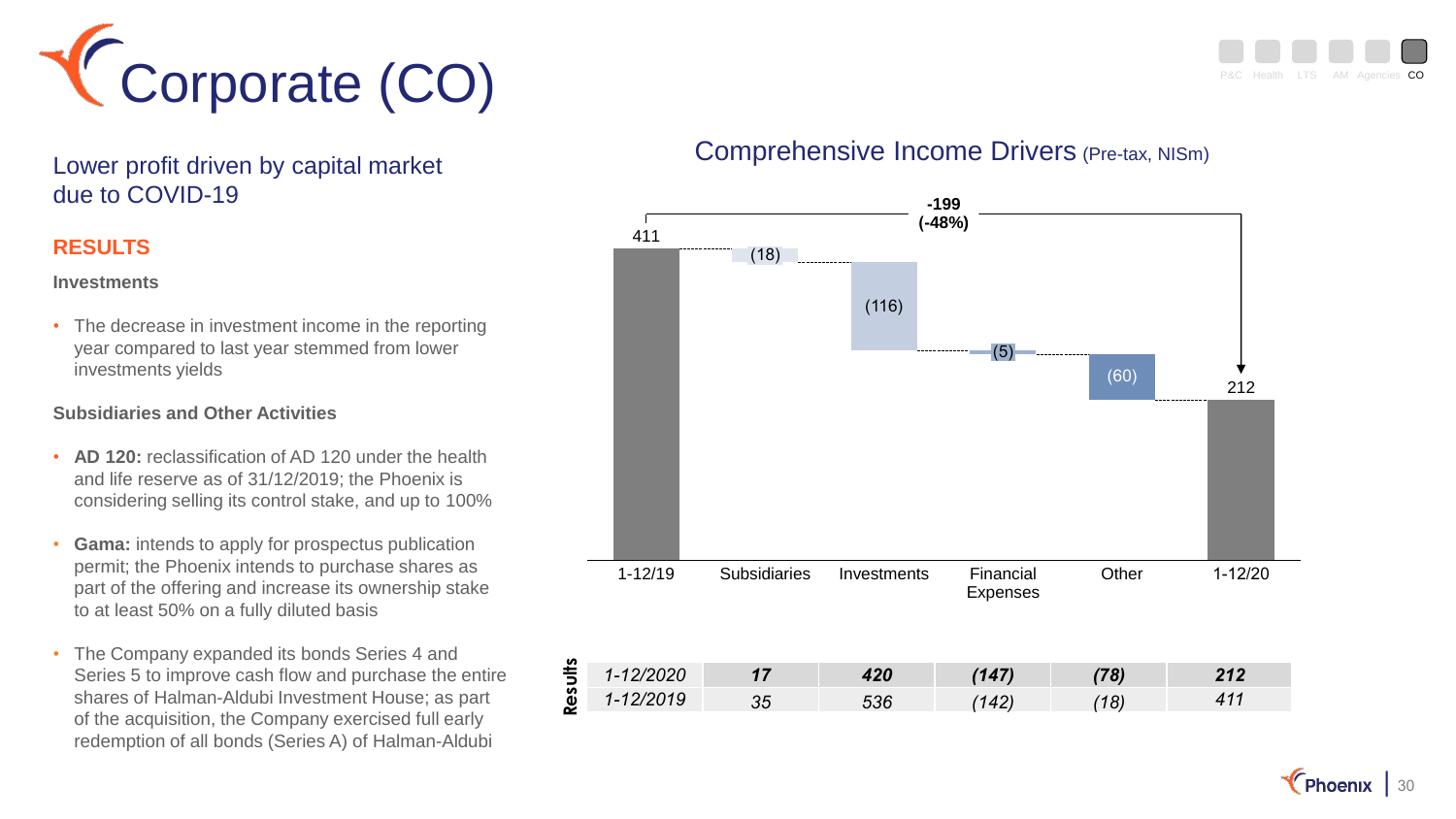# Corporate (CO)

## Lower profit driven by capital market due to COVID-19

### RESULTS

**Investments**

- The decrease in investment income in the reporting year compared to last year stemmed from lower investments yields

**Subsidiaries and Other Activities**

- **AD 120:** reclassification of AD 120 under the health and life reserve as of 31/12/2019; the Phoenix is considering selling its control stake, and up to 100%
- **Gama:** intends to apply for prospectus publication permit; the Phoenix intends to purchase shares as part of the offering and increase its ownership stake to at least 50% on a fully diluted basis
- The Company expanded its bonds Series 4 and Series 5 to improve cash flow and purchase the entire shares of Halman-Aldubi Investment House; as part of the acquisition, the Company exercised full early redemption of all bonds (Series A) of Halman-Aldubi

## Comprehensive Income Drivers (Pre-tax, NISm)

| | 1-12/19 | Subsidiaries | Investments | Financial Expenses | Other | 1-12/20 |
|---|---|---|---|---|---|---|
| Change | 411 | (18) | (116) | (5) | (60) | 212 |

-199 (-48%)

**Results**

| | Subsidiaries | Investments | Financial Expenses | Other | Total |
|---|---|---|---|---|---|
| *1-12/2020* | ***17*** | ***420*** | ***(147)*** | ***(78)*** | ***212*** |
| *1-12/2019* | *35* | *536* | *(142)* | *(18)* | *411* |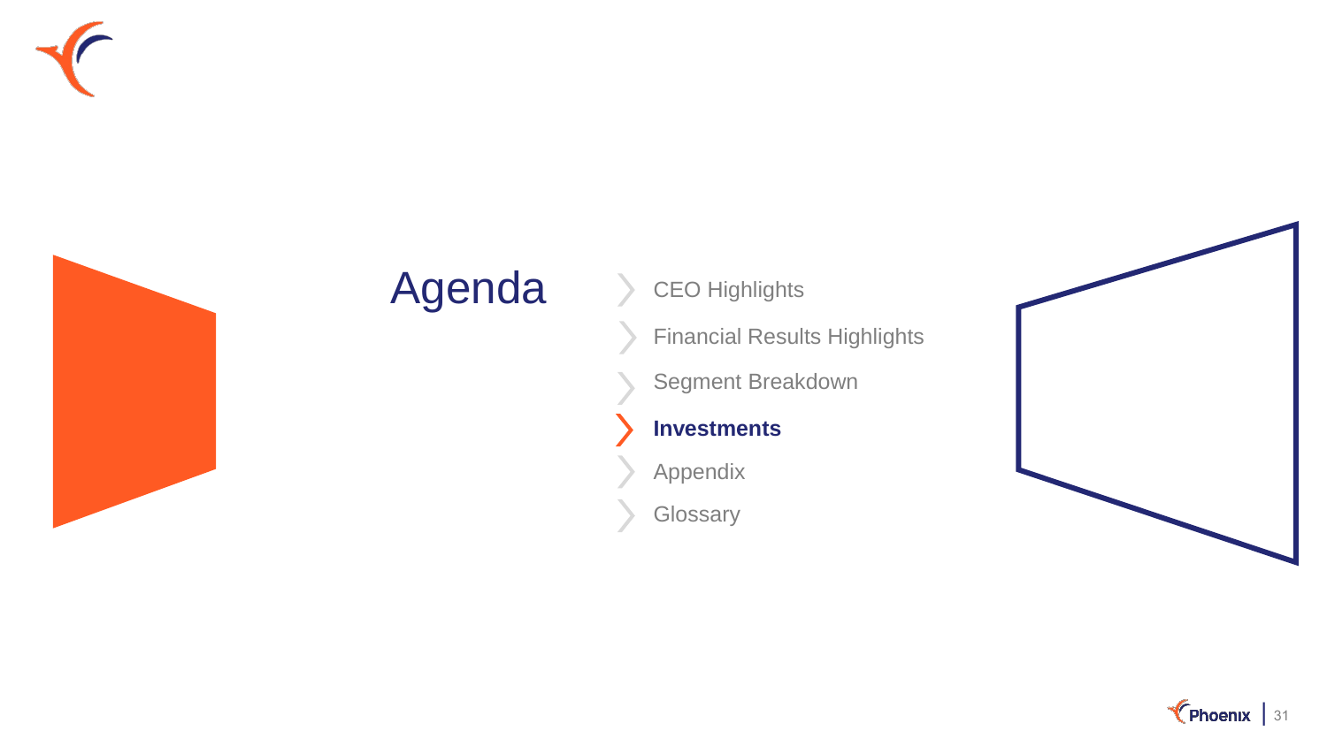# Agenda

- CEO Highlights
- Financial Results Highlights
- Segment Breakdown
- **Investments**
- Appendix
- Glossary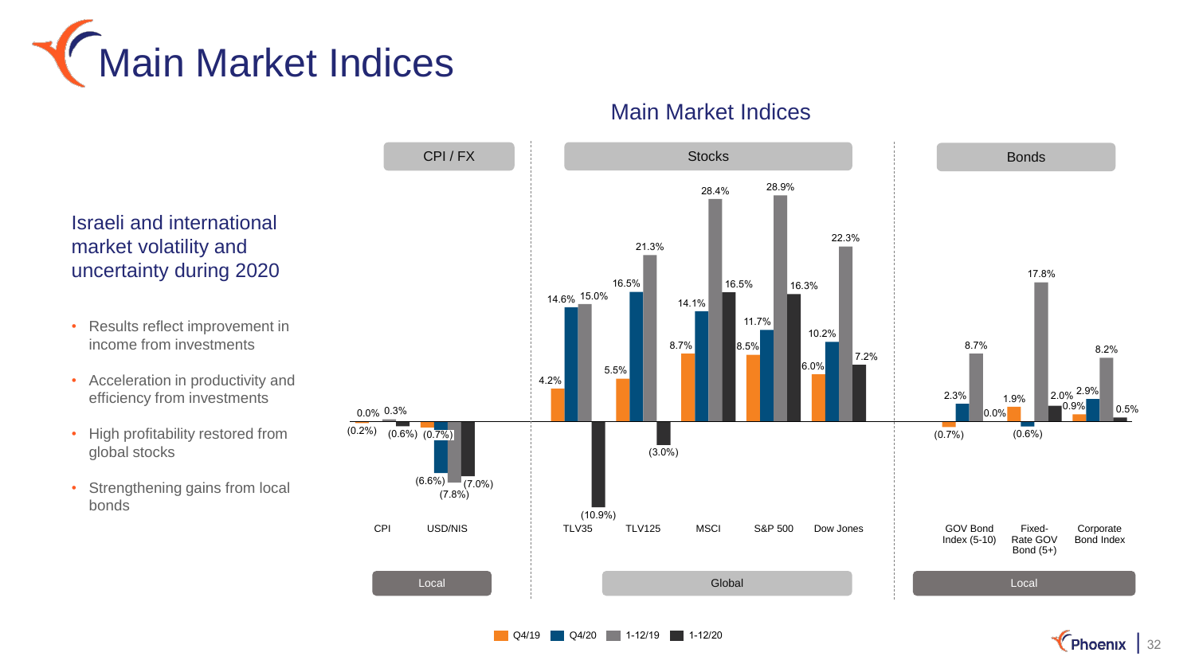# Main Market Indices

## Israeli and international market volatility and uncertainty during 2020

- Results reflect improvement in income from investments
- Acceleration in productivity and efficiency from investments
- High profitability restored from global stocks
- Strengthening gains from local bonds

## Main Market Indices

| Category | Index | Q4/19 | Q4/20 | 1-12/19 | 1-12/20 |
|---|---|---|---|---|---|
| CPI / FX (Local) | CPI | (0.2%) | 0.0% | 0.3% | (0.6%) |
| CPI / FX (Local) | USD/NIS | (0.7%) | (6.6%) | (7.8%) | (7.0%) |
| Stocks (Global) | TLV35 | 4.2% | 14.6% | 15.0% | (10.9%) |
| Stocks (Global) | TLV125 | 5.5% | 16.5% | 21.3% | (3.0%) |
| Stocks (Global) | MSCI | 8.7% | 14.1% | 28.4% | 16.5% |
| Stocks (Global) | S&P 500 | 8.5% | 11.7% | 28.9% | 16.3% |
| Stocks (Global) | Dow Jones | 6.0% | 10.2% | 22.3% | 7.2% |
| Bonds (Local) | GOV Bond Index (5-10) | (0.7%) | 2.3% | 8.7% | 0.0% |
| Bonds (Local) | Fixed-Rate GOV Bond (5+) | 1.9% | (0.6%) | 17.8% | 2.0% |
| Bonds (Local) | Corporate Bond Index | 0.9% | 2.9% | 8.2% | 0.5% |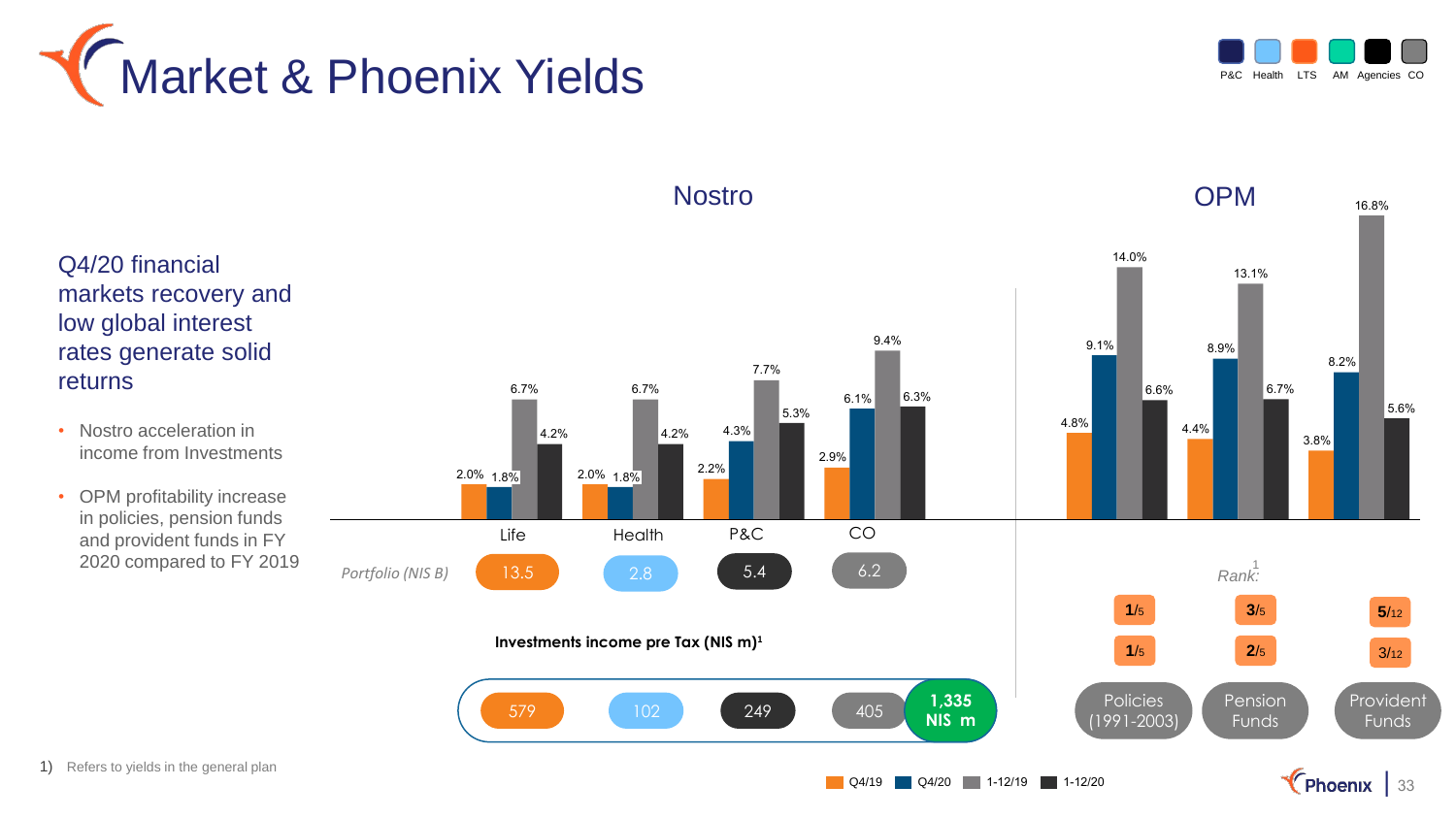# Market & Phoenix Yields

P&C | Health | LTS | AM | Agencies | CO

## Q4/20 financial markets recovery and low global interest rates generate solid returns

- Nostro acceleration in income from Investments
- OPM profitability increase in policies, pension funds and provident funds in FY 2020 compared to FY 2019

### Nostro

| | Life | Health | P&C | CO |
|---|---|---|---|---|
| Q4/19 | 2.0% | 2.0% | 2.2% | 2.9% |
| Q4/20 | 1.8% | 1.8% | 4.3% | 6.1% |
| 1-12/19 | 6.7% | 6.7% | 7.7% | 9.4% |
| 1-12/20 | 4.2% | 4.2% | 5.3% | 6.3% |
| *Portfolio (NIS B)* | 13.5 | 2.8 | 5.4 | 6.2 |

**Investments income pre Tax (NIS m)[1]**

| Life | Health | P&C | CO | Total |
|---|---|---|---|---|
| 579 | 102 | 249 | 405 | 1,335 NIS m |

### OPM

| | Policies (1991-2003) | Pension Funds | Provident Funds |
|---|---|---|---|
| Q4/19 | 4.8% | 4.4% | 3.8% |
| Q4/20 | 9.1% | 8.9% | 8.2% |
| 1-12/19 | 14.0% | 13.1% | 16.8% |
| 1-12/20 | 6.6% | 6.7% | 5.6% |
| Rank[1] | 1/5 | 3/5 | 5/12 |
| Rank[1] | 1/5 | 2/5 | 3/12 |

Q4/19 | Q4/20 | 1-12/19 | 1-12/20

1) Refers to yields in the general plan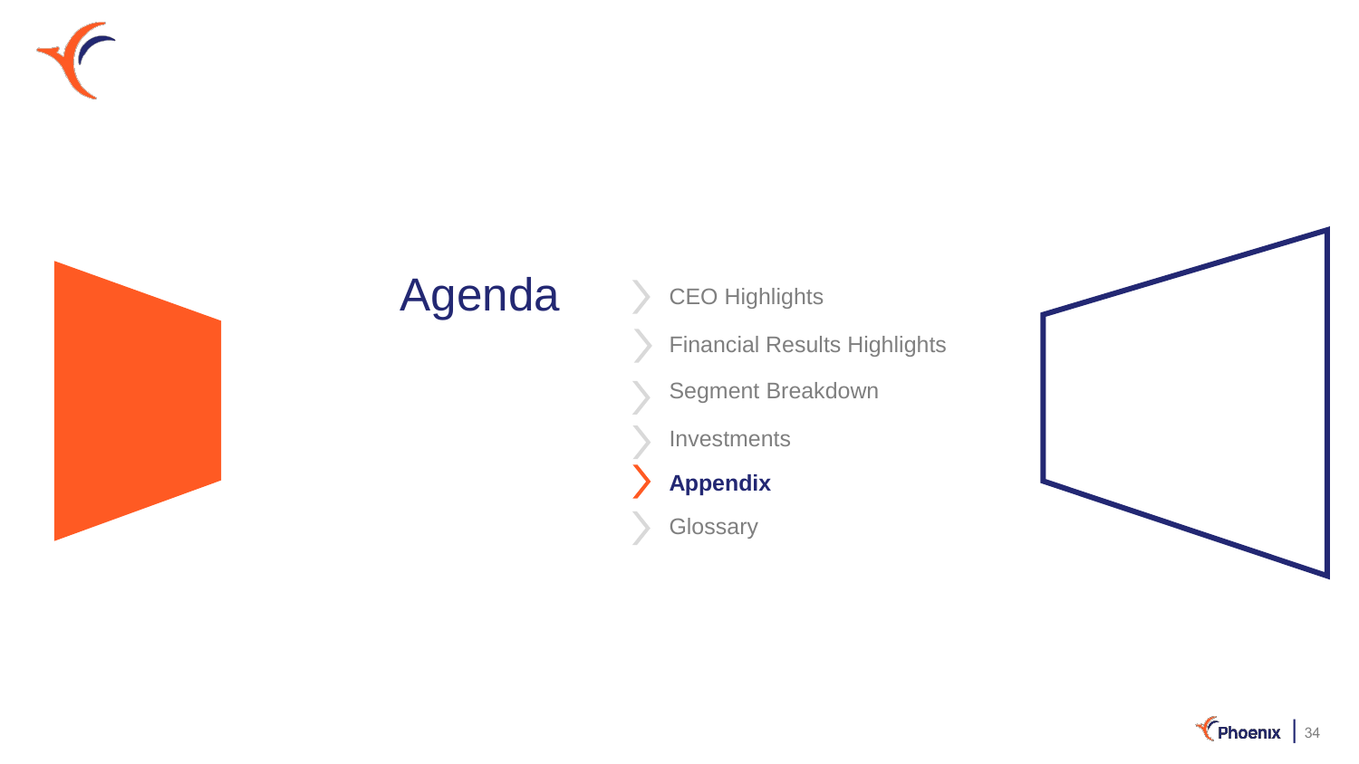# Agenda

- CEO Highlights
- Financial Results Highlights
- Segment Breakdown
- Investments
- **Appendix**
- Glossary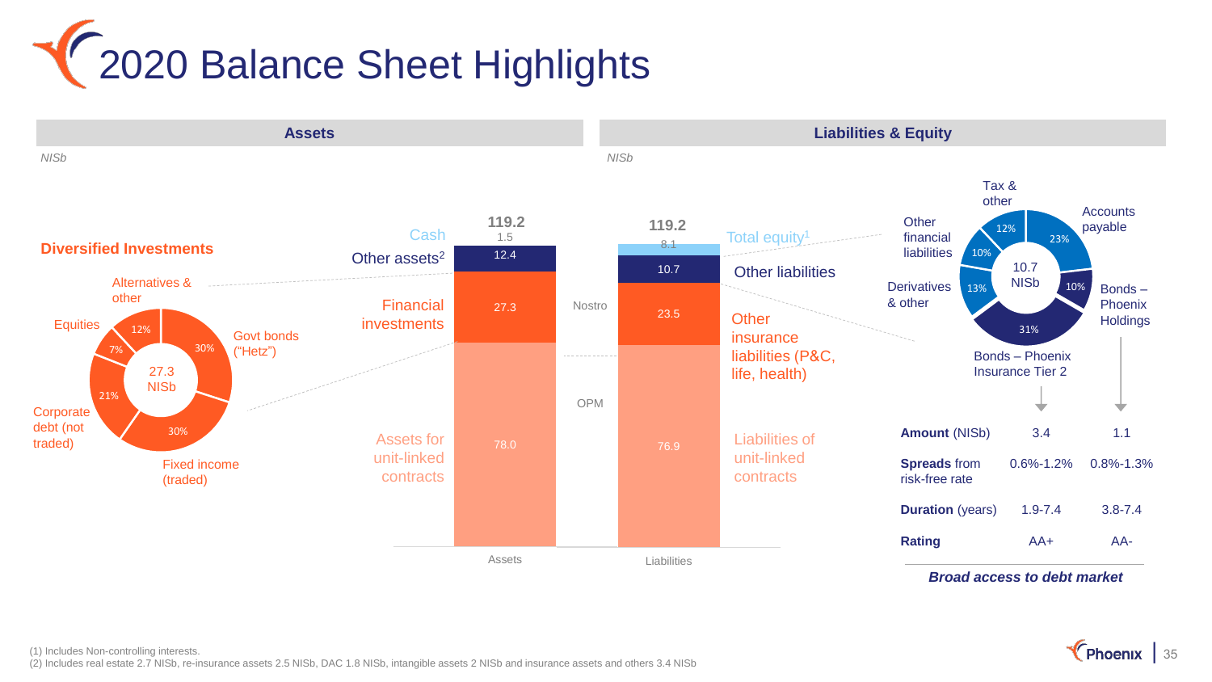# 2020 Balance Sheet Highlights

## Assets

*NISb*

### Diversified Investments

27.3 NISb

- Govt bonds ("Hetz"): 30%
- Fixed income (traded): 30%
- Corporate debt (not traded): 21%
- Equities: 7%
- Alternatives & other: 12%

| Assets | NISb |
|---|---|
| Cash | 1.5 |
| Other assets[2] | 12.4 |
| Financial investments | 27.3 |
| Assets for unit-linked contracts | 78.0 |
| **Total** | **119.2** |

## Liabilities & Equity

*NISb*

| Liabilities | NISb |
|---|---|
| Total equity[1] | 8.1 |
| Other liabilities | 10.7 |
| Other insurance liabilities (P&C, life, health) | 23.5 |
| Liabilities of unit-linked contracts | 76.9 |
| **Total** | **119.2** |

Nostro / OPM

### Other liabilities: 10.7 NISb

- Accounts payable: 23%
- Bonds – Phoenix Holdings: 10%
- Bonds – Phoenix Insurance Tier 2: 31%
- Derivatives & other: 13%
- Other financial liabilities: 10%
- Tax & other: 12%

| | Bonds – Phoenix Insurance Tier 2 | Bonds – Phoenix Holdings |
|---|---|---|
| **Amount** (NISb) | 3.4 | 1.1 |
| **Spreads** from risk-free rate | 0.6%-1.2% | 0.8%-1.3% |
| **Duration** (years) | 1.9-7.4 | 3.8-7.4 |
| **Rating** | AA+ | AA- |

***Broad access to debt market***

(1) Includes Non-controlling interests.
(2) Includes real estate 2.7 NISb, re-insurance assets 2.5 NISb, DAC 1.8 NISb, intangible assets 2 NISb and insurance assets and others 3.4 NISb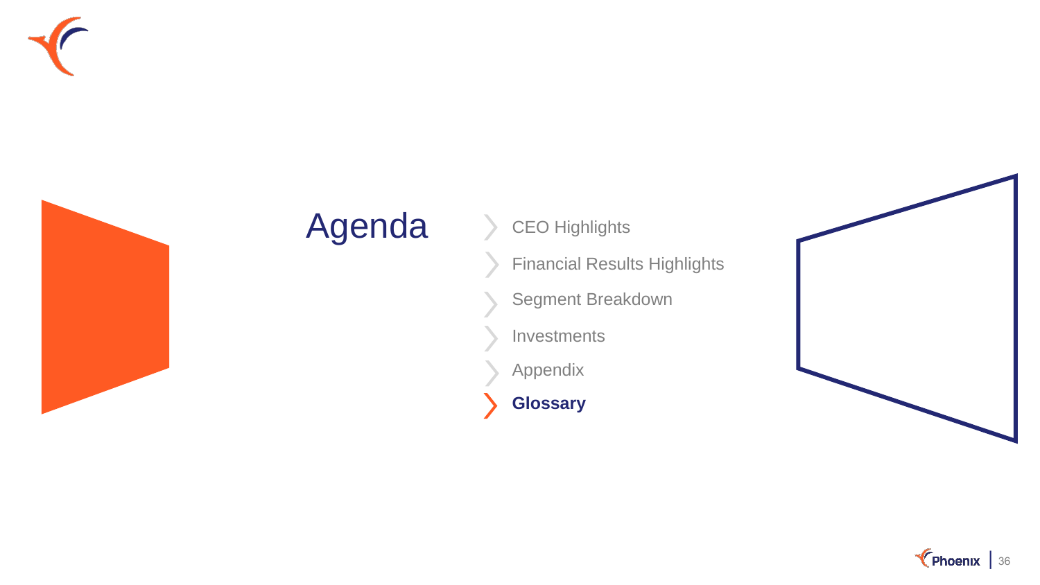# Agenda

- CEO Highlights
- Financial Results Highlights
- Segment Breakdown
- Investments
- Appendix
- **Glossary**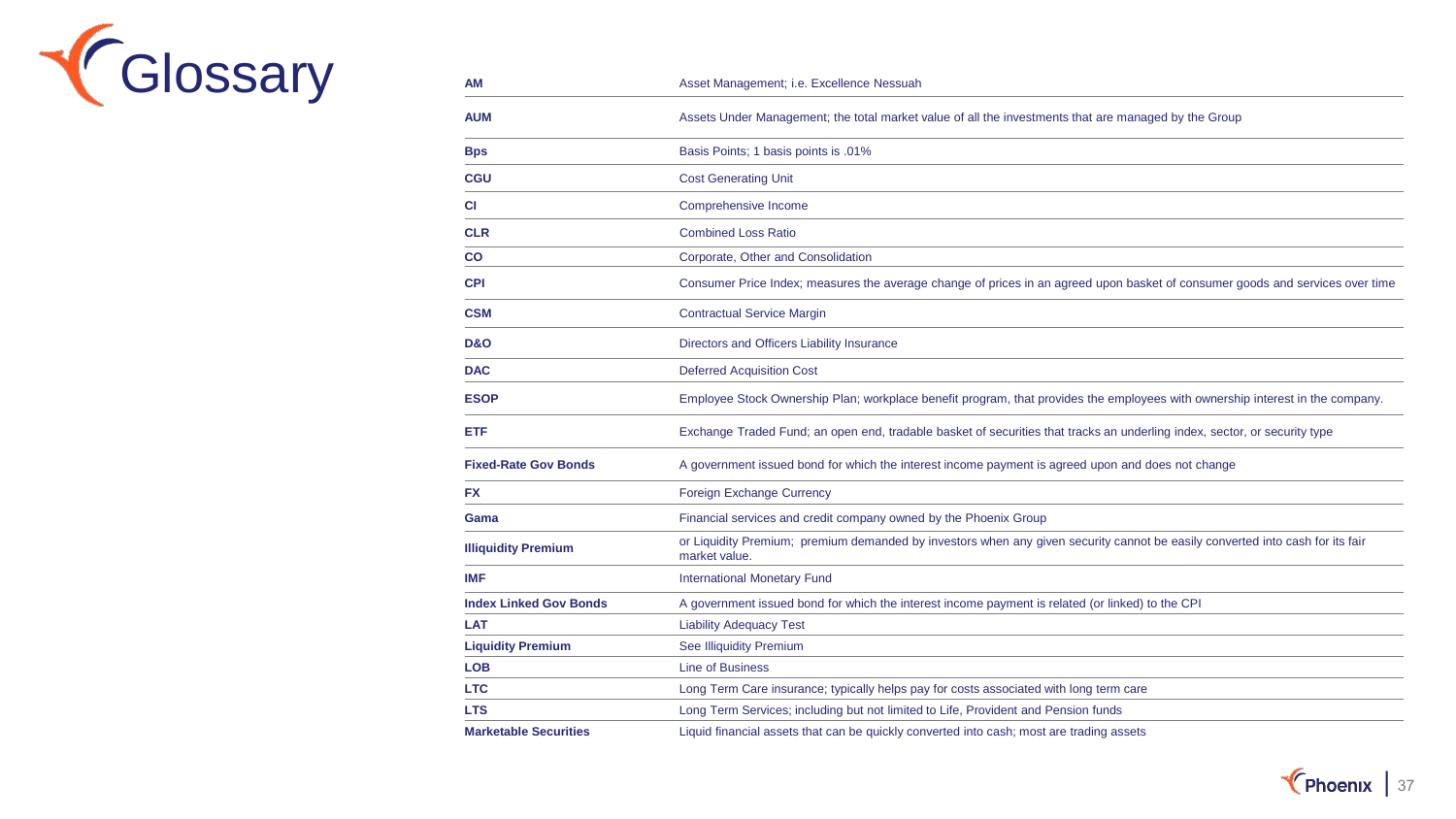# Glossary

| | |
|---|---|
| **AM** | Asset Management; i.e. Excellence Nessuah |
| **AUM** | Assets Under Management; the total market value of all the investments that are managed by the Group |
| **Bps** | Basis Points; 1 basis points is .01% |
| **CGU** | Cost Generating Unit |
| **CI** | Comprehensive Income |
| **CLR** | Combined Loss Ratio |
| **CO** | Corporate, Other and Consolidation |
| **CPI** | Consumer Price Index; measures the average change of prices in an agreed upon basket of consumer goods and services over time |
| **CSM** | Contractual Service Margin |
| **D&O** | Directors and Officers Liability Insurance |
| **DAC** | Deferred Acquisition Cost |
| **ESOP** | Employee Stock Ownership Plan; workplace benefit program, that provides the employees with ownership interest in the company. |
| **ETF** | Exchange Traded Fund; an open end, tradable basket of securities that tracks an underling index, sector, or security type |
| **Fixed-Rate Gov Bonds** | A government issued bond for which the interest income payment is agreed upon and does not change |
| **FX** | Foreign Exchange Currency |
| **Gama** | Financial services and credit company owned by the Phoenix Group |
| **Illiquidity Premium** | or Liquidity Premium; premium demanded by investors when any given security cannot be easily converted into cash for its fair market value. |
| **IMF** | International Monetary Fund |
| **Index Linked Gov Bonds** | A government issued bond for which the interest income payment is related (or linked) to the CPI |
| **LAT** | Liability Adequacy Test |
| **Liquidity Premium** | See Illiquidity Premium |
| **LOB** | Line of Business |
| **LTC** | Long Term Care insurance; typically helps pay for costs associated with long term care |
| **LTS** | Long Term Services; including but not limited to Life, Provident and Pension funds |
| **Marketable Securities** | Liquid financial assets that can be quickly converted into cash; most are trading assets |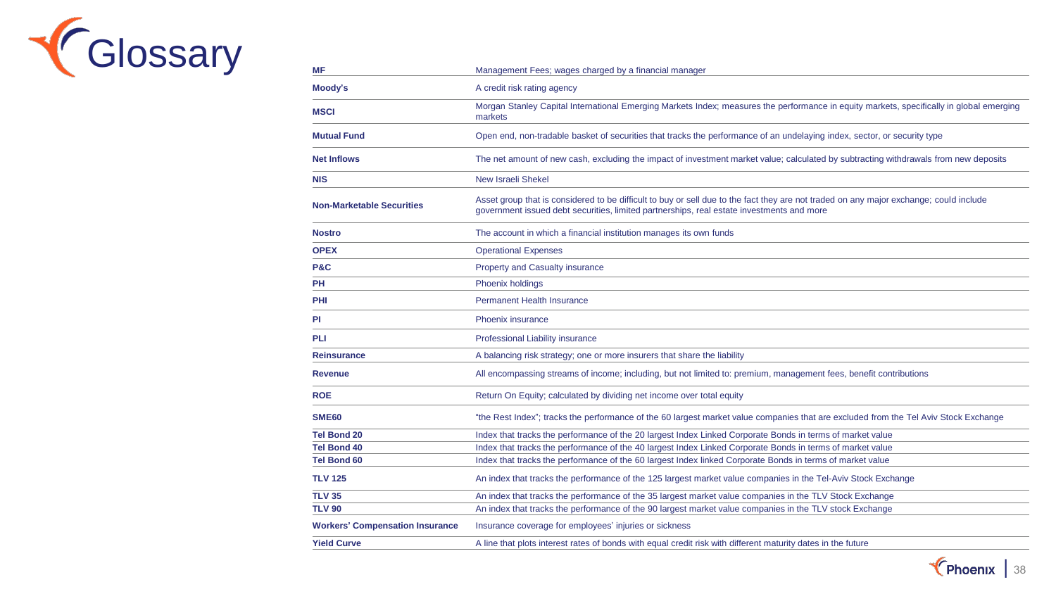# Glossary

| | |
|---|---|
| **MF** | Management Fees; wages charged by a financial manager |
| **Moody's** | A credit risk rating agency |
| **MSCI** | Morgan Stanley Capital International Emerging Markets Index; measures the performance in equity markets, specifically in global emerging markets |
| **Mutual Fund** | Open end, non-tradable basket of securities that tracks the performance of an undelaying index, sector, or security type |
| **Net Inflows** | The net amount of new cash, excluding the impact of investment market value; calculated by subtracting withdrawals from new deposits |
| **NIS** | New Israeli Shekel |
| **Non-Marketable Securities** | Asset group that is considered to be difficult to buy or sell due to the fact they are not traded on any major exchange; could include government issued debt securities, limited partnerships, real estate investments and more |
| **Nostro** | The account in which a financial institution manages its own funds |
| **OPEX** | Operational Expenses |
| **P&C** | Property and Casualty insurance |
| **PH** | Phoenix holdings |
| **PHI** | Permanent Health Insurance |
| **PI** | Phoenix insurance |
| **PLI** | Professional Liability insurance |
| **Reinsurance** | A balancing risk strategy; one or more insurers that share the liability |
| **Revenue** | All encompassing streams of income; including, but not limited to: premium, management fees, benefit contributions |
| **ROE** | Return On Equity; calculated by dividing net income over total equity |
| **SME60** | "the Rest Index"; tracks the performance of the 60 largest market value companies that are excluded from the Tel Aviv Stock Exchange |
| **Tel Bond 20** | Index that tracks the performance of the 20 largest Index Linked Corporate Bonds in terms of market value |
| **Tel Bond 40** | Index that tracks the performance of the 40 largest Index Linked Corporate Bonds in terms of market value |
| **Tel Bond 60** | Index that tracks the performance of the 60 largest Index linked Corporate Bonds in terms of market value |
| **TLV 125** | An index that tracks the performance of the 125 largest market value companies in the Tel-Aviv Stock Exchange |
| **TLV 35** | An index that tracks the performance of the 35 largest market value companies in the TLV Stock Exchange |
| **TLV 90** | An index that tracks the performance of the 90 largest market value companies in the TLV stock Exchange |
| **Workers' Compensation Insurance** | Insurance coverage for employees' injuries or sickness |
| **Yield Curve** | A line that plots interest rates of bonds with equal credit risk with different maturity dates in the future |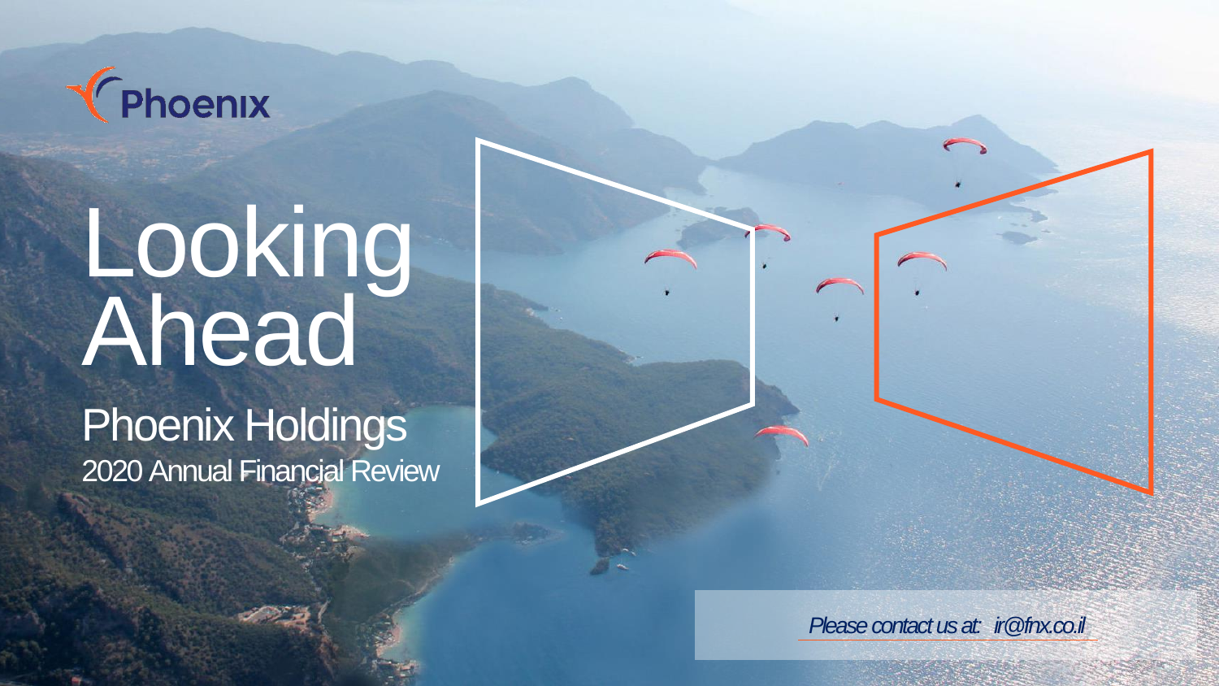Phoenix

# Looking Ahead

## Phoenix Holdings

2020 Annual Financial Review

*Please contact us at: ir@fnx.co.il*